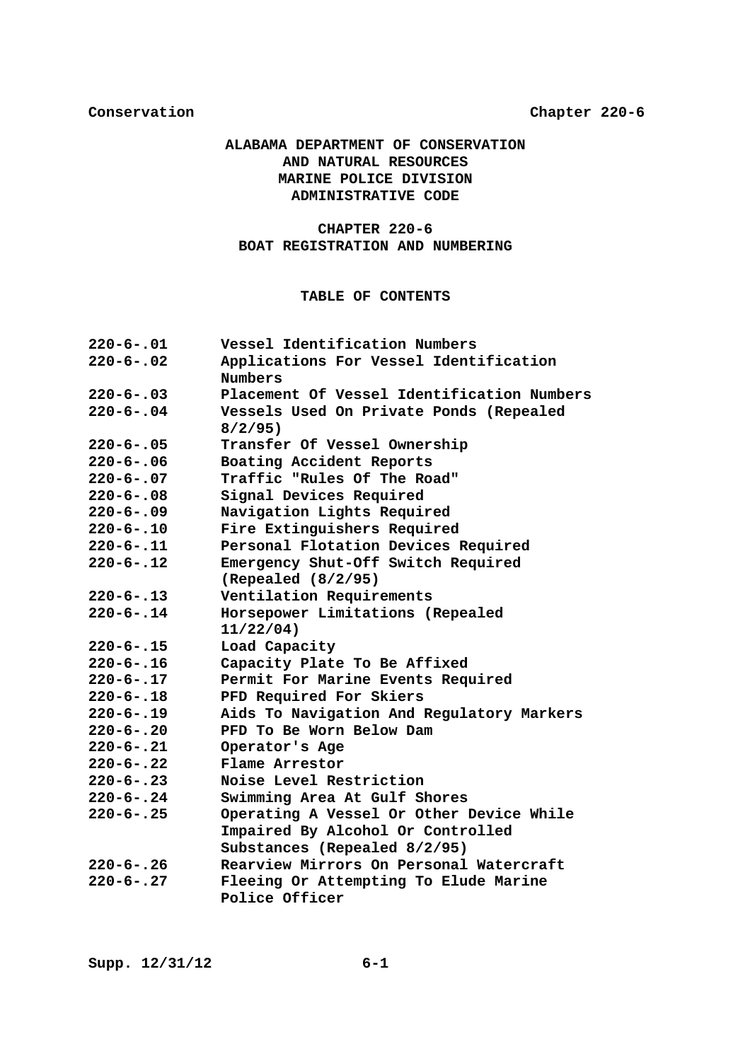# ALABAMA DEPARTMENT OF CONSERVATION AND NATURAL RESOURCES MARINE POLICE DIVISION ADMINISTRATIVE CODE

## CHAPTER 220-6 BOAT REGISTRATION AND NUMBERING

### TABLE OF CONTENTS

| | |
|---|---|
| 220-6-.01 | Vessel Identification Numbers |
| 220-6-.02 | Applications For Vessel Identification Numbers |
| 220-6-.03 | Placement Of Vessel Identification Numbers |
| 220-6-.04 | Vessels Used On Private Ponds (Repealed 8/2/95) |
| 220-6-.05 | Transfer Of Vessel Ownership |
| 220-6-.06 | Boating Accident Reports |
| 220-6-.07 | Traffic "Rules Of The Road" |
| 220-6-.08 | Signal Devices Required |
| 220-6-.09 | Navigation Lights Required |
| 220-6-.10 | Fire Extinguishers Required |
| 220-6-.11 | Personal Flotation Devices Required |
| 220-6-.12 | Emergency Shut-Off Switch Required (Repealed (8/2/95) |
| 220-6-.13 | Ventilation Requirements |
| 220-6-.14 | Horsepower Limitations (Repealed 11/22/04) |
| 220-6-.15 | Load Capacity |
| 220-6-.16 | Capacity Plate To Be Affixed |
| 220-6-.17 | Permit For Marine Events Required |
| 220-6-.18 | PFD Required For Skiers |
| 220-6-.19 | Aids To Navigation And Regulatory Markers |
| 220-6-.20 | PFD To Be Worn Below Dam |
| 220-6-.21 | Operator's Age |
| 220-6-.22 | Flame Arrestor |
| 220-6-.23 | Noise Level Restriction |
| 220-6-.24 | Swimming Area At Gulf Shores |
| 220-6-.25 | Operating A Vessel Or Other Device While Impaired By Alcohol Or Controlled Substances (Repealed 8/2/95) |
| 220-6-.26 | Rearview Mirrors On Personal Watercraft |
| 220-6-.27 | Fleeing Or Attempting To Elude Marine Police Officer |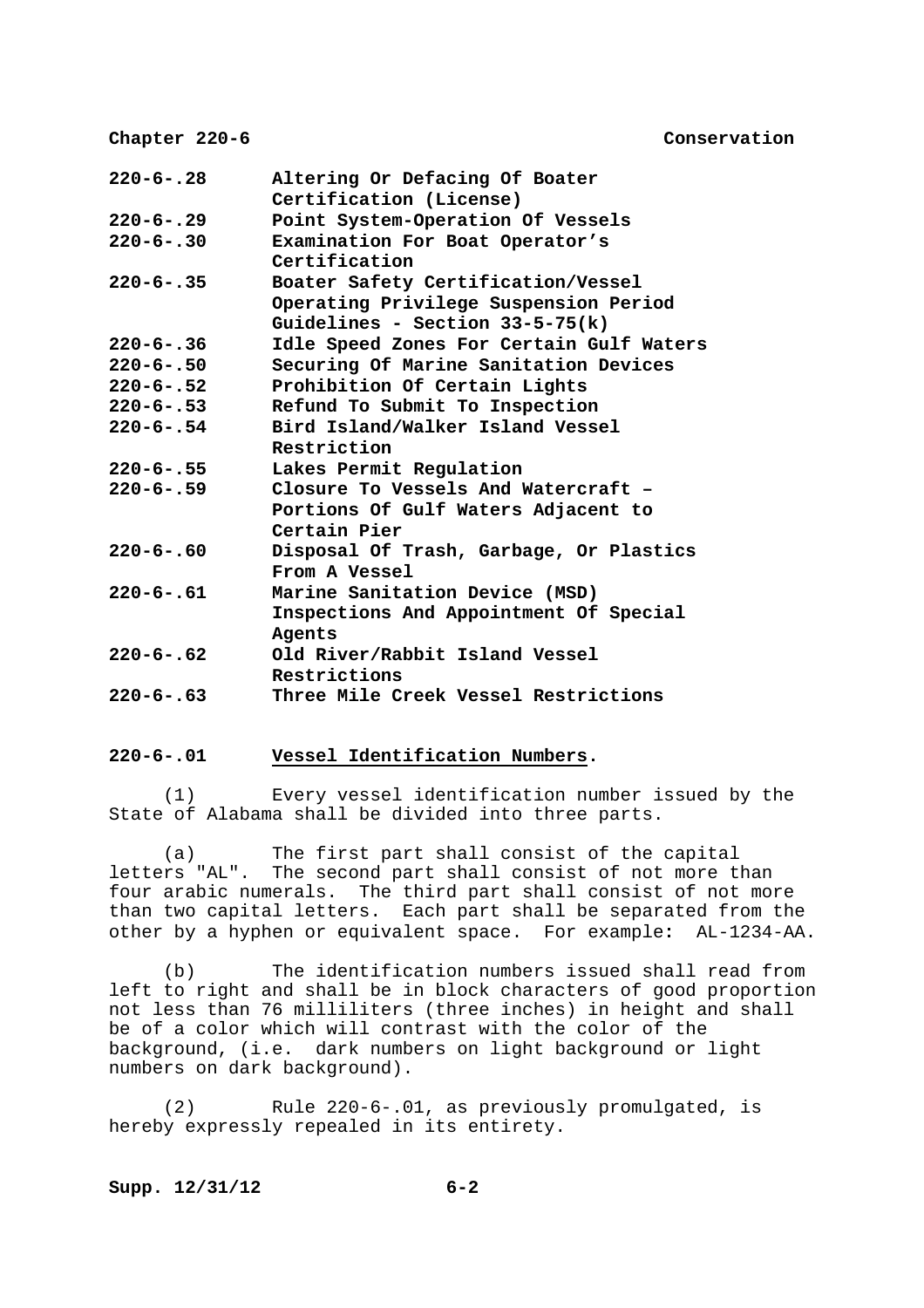| | |
|---|---|
| **220-6-.28** | **Altering Or Defacing Of Boater Certification (License)** |
| **220-6-.29** | **Point System-Operation Of Vessels** |
| **220-6-.30** | **Examination For Boat Operator's Certification** |
| **220-6-.35** | **Boater Safety Certification/Vessel Operating Privilege Suspension Period Guidelines - Section 33-5-75(k)** |
| **220-6-.36** | **Idle Speed Zones For Certain Gulf Waters** |
| **220-6-.50** | **Securing Of Marine Sanitation Devices** |
| **220-6-.52** | **Prohibition Of Certain Lights** |
| **220-6-.53** | **Refund To Submit To Inspection** |
| **220-6-.54** | **Bird Island/Walker Island Vessel Restriction** |
| **220-6-.55** | **Lakes Permit Regulation** |
| **220-6-.59** | **Closure To Vessels And Watercraft – Portions Of Gulf Waters Adjacent to Certain Pier** |
| **220-6-.60** | **Disposal Of Trash, Garbage, Or Plastics From A Vessel** |
| **220-6-.61** | **Marine Sanitation Device (MSD) Inspections And Appointment Of Special Agents** |
| **220-6-.62** | **Old River/Rabbit Island Vessel Restrictions** |
| **220-6-.63** | **Three Mile Creek Vessel Restrictions** |

**220-6-.01 Vessel Identification Numbers.**

(1) Every vessel identification number issued by the State of Alabama shall be divided into three parts.

(a) The first part shall consist of the capital letters "AL". The second part shall consist of not more than four arabic numerals. The third part shall consist of not more than two capital letters. Each part shall be separated from the other by a hyphen or equivalent space. For example: AL-1234-AA.

(b) The identification numbers issued shall read from left to right and shall be in block characters of good proportion not less than 76 milliliters (three inches) in height and shall be of a color which will contrast with the color of the background, (i.e. dark numbers on light background or light numbers on dark background).

(2) Rule 220-6-.01, as previously promulgated, is hereby expressly repealed in its entirety.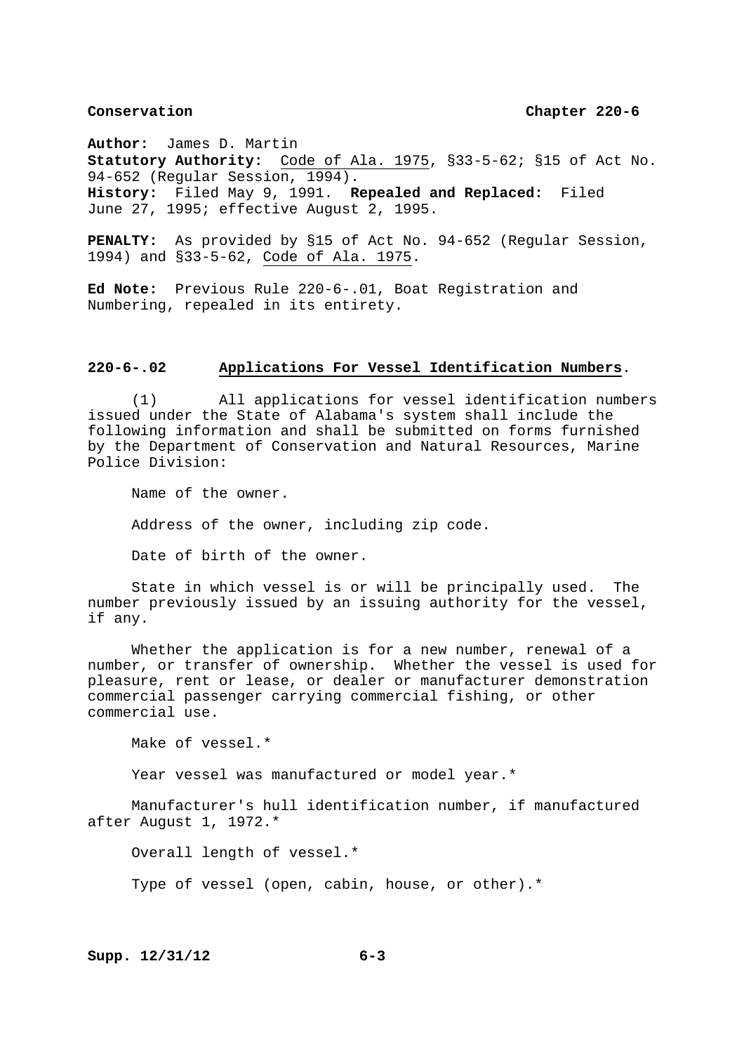**Author:** James D. Martin
**Statutory Authority:** Code of Ala. 1975, §33-5-62; §15 of Act No. 94-652 (Regular Session, 1994).
**History:** Filed May 9, 1991. **Repealed and Replaced:** Filed June 27, 1995; effective August 2, 1995.

**PENALTY:** As provided by §15 of Act No. 94-652 (Regular Session, 1994) and §33-5-62, Code of Ala. 1975.

**Ed Note:** Previous Rule 220-6-.01, Boat Registration and Numbering, repealed in its entirety.

## 220-6-.02 Applications For Vessel Identification Numbers.

(1) All applications for vessel identification numbers issued under the State of Alabama's system shall include the following information and shall be submitted on forms furnished by the Department of Conservation and Natural Resources, Marine Police Division:

Name of the owner.

Address of the owner, including zip code.

Date of birth of the owner.

State in which vessel is or will be principally used. The number previously issued by an issuing authority for the vessel, if any.

Whether the application is for a new number, renewal of a number, or transfer of ownership. Whether the vessel is used for pleasure, rent or lease, or dealer or manufacturer demonstration commercial passenger carrying commercial fishing, or other commercial use.

Make of vessel.*

Year vessel was manufactured or model year.*

Manufacturer's hull identification number, if manufactured after August 1, 1972.*

Overall length of vessel.*

Type of vessel (open, cabin, house, or other).*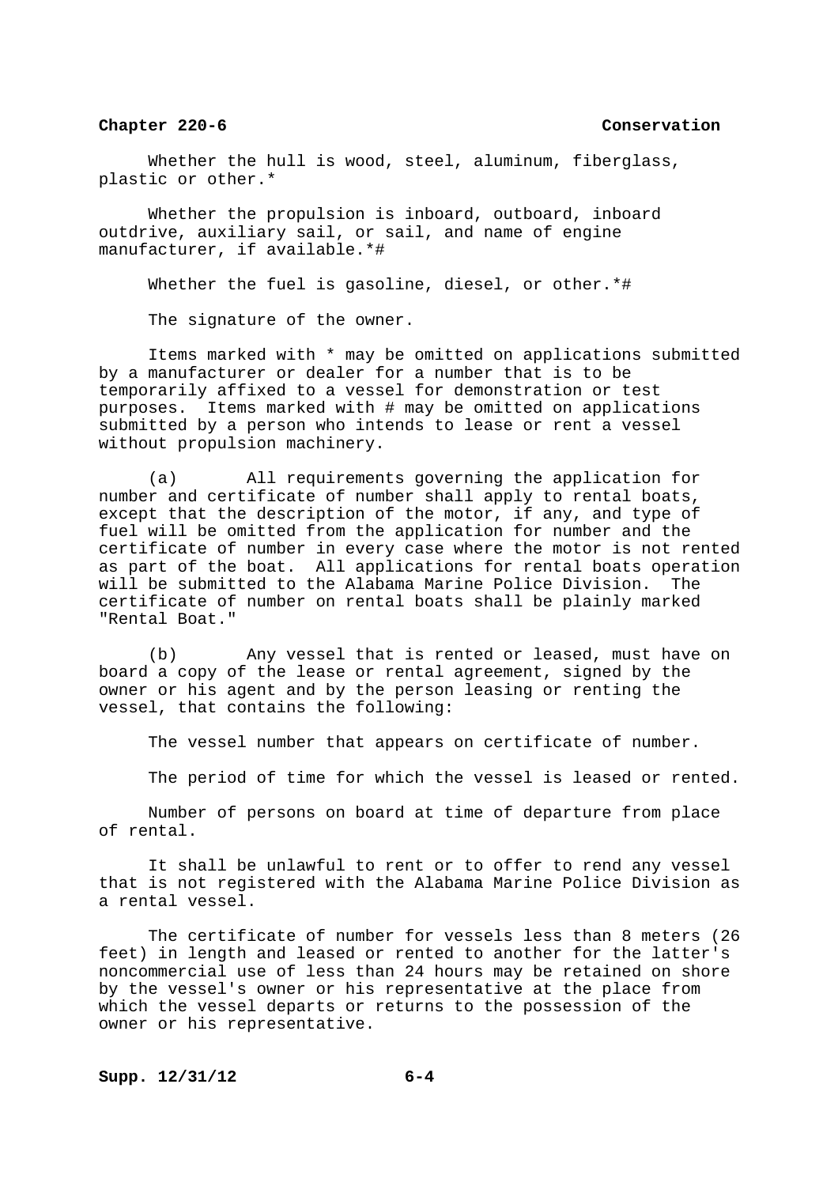Whether the hull is wood, steel, aluminum, fiberglass, plastic or other.*

Whether the propulsion is inboard, outboard, inboard outdrive, auxiliary sail, or sail, and name of engine manufacturer, if available.*#

Whether the fuel is gasoline, diesel, or other.*#

The signature of the owner.

Items marked with * may be omitted on applications submitted by a manufacturer or dealer for a number that is to be temporarily affixed to a vessel for demonstration or test purposes. Items marked with # may be omitted on applications submitted by a person who intends to lease or rent a vessel without propulsion machinery.

(a) All requirements governing the application for number and certificate of number shall apply to rental boats, except that the description of the motor, if any, and type of fuel will be omitted from the application for number and the certificate of number in every case where the motor is not rented as part of the boat. All applications for rental boats operation will be submitted to the Alabama Marine Police Division. The certificate of number on rental boats shall be plainly marked "Rental Boat."

(b) Any vessel that is rented or leased, must have on board a copy of the lease or rental agreement, signed by the owner or his agent and by the person leasing or renting the vessel, that contains the following:

The vessel number that appears on certificate of number.

The period of time for which the vessel is leased or rented.

Number of persons on board at time of departure from place of rental.

It shall be unlawful to rent or to offer to rend any vessel that is not registered with the Alabama Marine Police Division as a rental vessel.

The certificate of number for vessels less than 8 meters (26 feet) in length and leased or rented to another for the latter's noncommercial use of less than 24 hours may be retained on shore by the vessel's owner or his representative at the place from which the vessel departs or returns to the possession of the owner or his representative.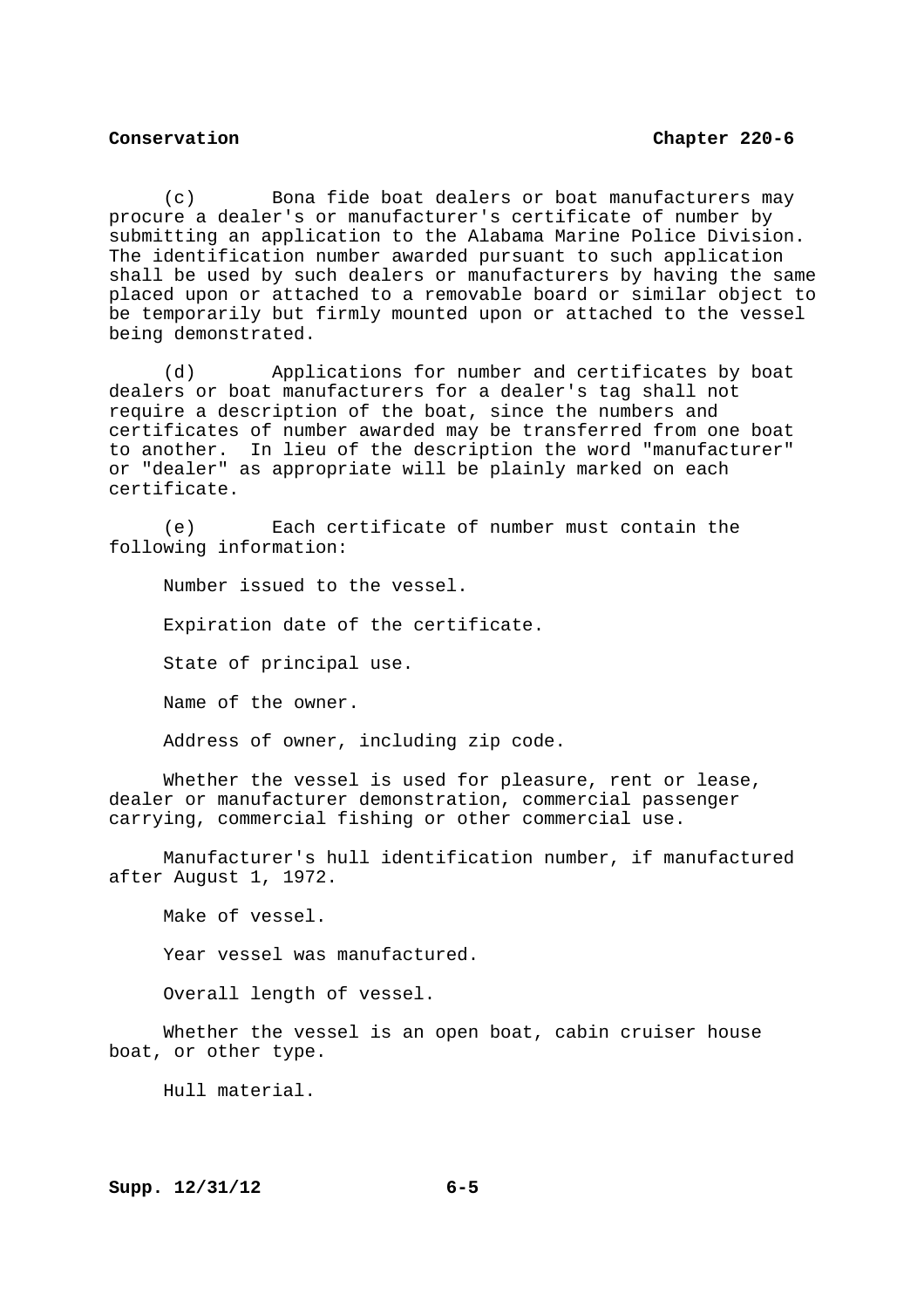(c) Bona fide boat dealers or boat manufacturers may procure a dealer's or manufacturer's certificate of number by submitting an application to the Alabama Marine Police Division. The identification number awarded pursuant to such application shall be used by such dealers or manufacturers by having the same placed upon or attached to a removable board or similar object to be temporarily but firmly mounted upon or attached to the vessel being demonstrated.

(d) Applications for number and certificates by boat dealers or boat manufacturers for a dealer's tag shall not require a description of the boat, since the numbers and certificates of number awarded may be transferred from one boat to another. In lieu of the description the word "manufacturer" or "dealer" as appropriate will be plainly marked on each certificate.

(e) Each certificate of number must contain the following information:

Number issued to the vessel.

Expiration date of the certificate.

State of principal use.

Name of the owner.

Address of owner, including zip code.

Whether the vessel is used for pleasure, rent or lease, dealer or manufacturer demonstration, commercial passenger carrying, commercial fishing or other commercial use.

Manufacturer's hull identification number, if manufactured after August 1, 1972.

Make of vessel.

Year vessel was manufactured.

Overall length of vessel.

Whether the vessel is an open boat, cabin cruiser house boat, or other type.

Hull material.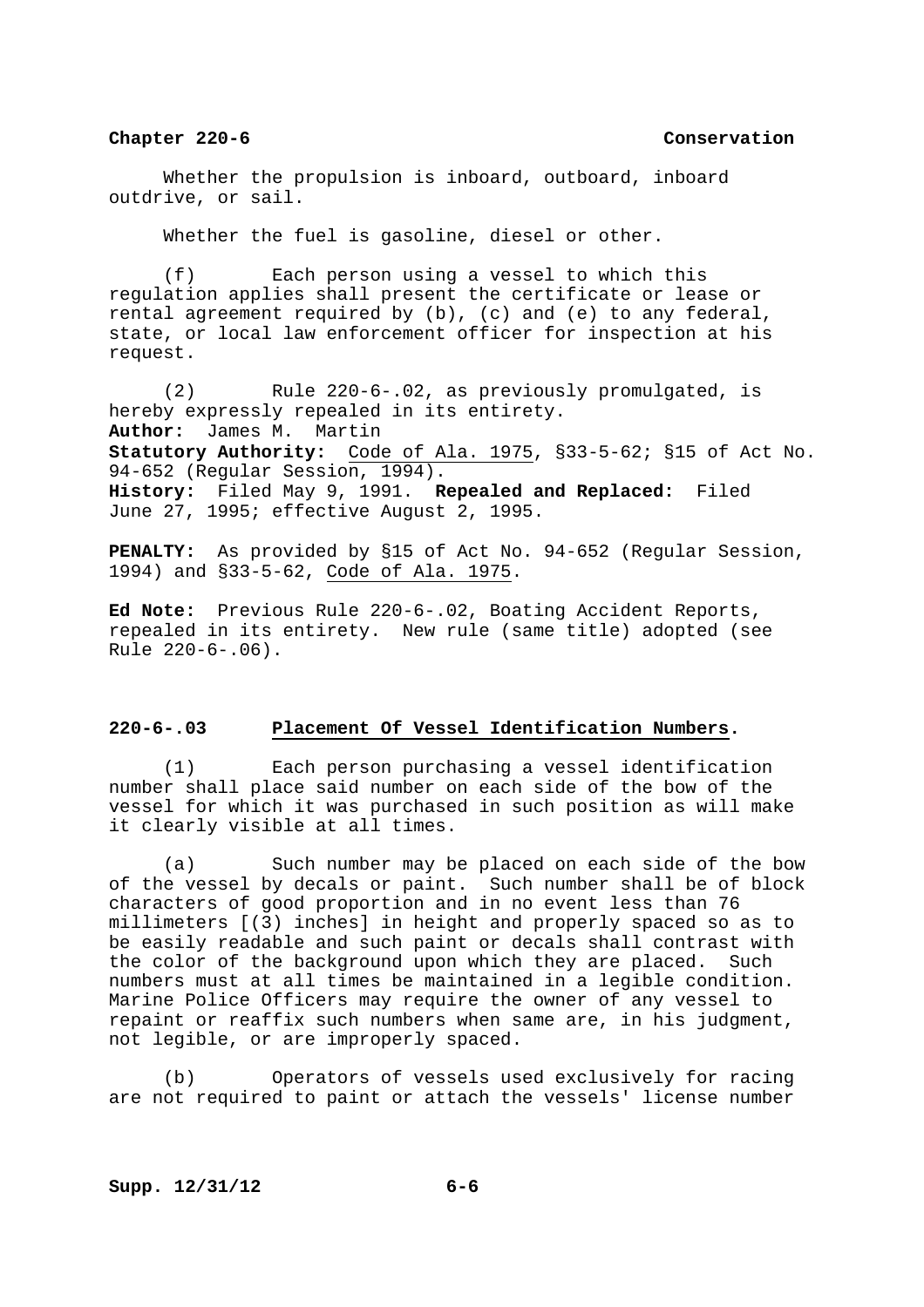Whether the propulsion is inboard, outboard, inboard outdrive, or sail.

Whether the fuel is gasoline, diesel or other.

(f) Each person using a vessel to which this regulation applies shall present the certificate or lease or rental agreement required by (b), (c) and (e) to any federal, state, or local law enforcement officer for inspection at his request.

(2) Rule 220-6-.02, as previously promulgated, is hereby expressly repealed in its entirety.

**Author:** James M. Martin
**Statutory Authority:** Code of Ala. 1975, §33-5-62; §15 of Act No. 94-652 (Regular Session, 1994).
**History:** Filed May 9, 1991. **Repealed and Replaced:** Filed June 27, 1995; effective August 2, 1995.

**PENALTY:** As provided by §15 of Act No. 94-652 (Regular Session, 1994) and §33-5-62, Code of Ala. 1975.

**Ed Note:** Previous Rule 220-6-.02, Boating Accident Reports, repealed in its entirety. New rule (same title) adopted (see Rule 220-6-.06).

**220-6-.03 Placement Of Vessel Identification Numbers.**

(1) Each person purchasing a vessel identification number shall place said number on each side of the bow of the vessel for which it was purchased in such position as will make it clearly visible at all times.

(a) Such number may be placed on each side of the bow of the vessel by decals or paint. Such number shall be of block characters of good proportion and in no event less than 76 millimeters [(3) inches] in height and properly spaced so as to be easily readable and such paint or decals shall contrast with the color of the background upon which they are placed. Such numbers must at all times be maintained in a legible condition. Marine Police Officers may require the owner of any vessel to repaint or reaffix such numbers when same are, in his judgment, not legible, or are improperly spaced.

(b) Operators of vessels used exclusively for racing are not required to paint or attach the vessels' license number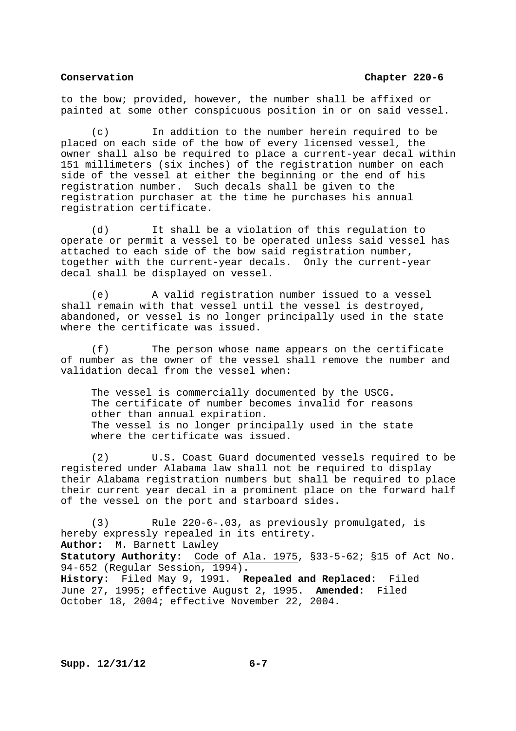to the bow; provided, however, the number shall be affixed or painted at some other conspicuous position in or on said vessel.

(c) In addition to the number herein required to be placed on each side of the bow of every licensed vessel, the owner shall also be required to place a current-year decal within 151 millimeters (six inches) of the registration number on each side of the vessel at either the beginning or the end of his registration number. Such decals shall be given to the registration purchaser at the time he purchases his annual registration certificate.

(d) It shall be a violation of this regulation to operate or permit a vessel to be operated unless said vessel has attached to each side of the bow said registration number, together with the current-year decals. Only the current-year decal shall be displayed on vessel.

(e) A valid registration number issued to a vessel shall remain with that vessel until the vessel is destroyed, abandoned, or vessel is no longer principally used in the state where the certificate was issued.

(f) The person whose name appears on the certificate of number as the owner of the vessel shall remove the number and validation decal from the vessel when:

The vessel is commercially documented by the USCG.
The certificate of number becomes invalid for reasons other than annual expiration.
The vessel is no longer principally used in the state where the certificate was issued.

(2) U.S. Coast Guard documented vessels required to be registered under Alabama law shall not be required to display their Alabama registration numbers but shall be required to place their current year decal in a prominent place on the forward half of the vessel on the port and starboard sides.

(3) Rule 220-6-.03, as previously promulgated, is hereby expressly repealed in its entirety.

**Author:** M. Barnett Lawley
**Statutory Authority:** Code of Ala. 1975, §33-5-62; §15 of Act No. 94-652 (Regular Session, 1994).
**History:** Filed May 9, 1991. **Repealed and Replaced:** Filed June 27, 1995; effective August 2, 1995. **Amended:** Filed October 18, 2004; effective November 22, 2004.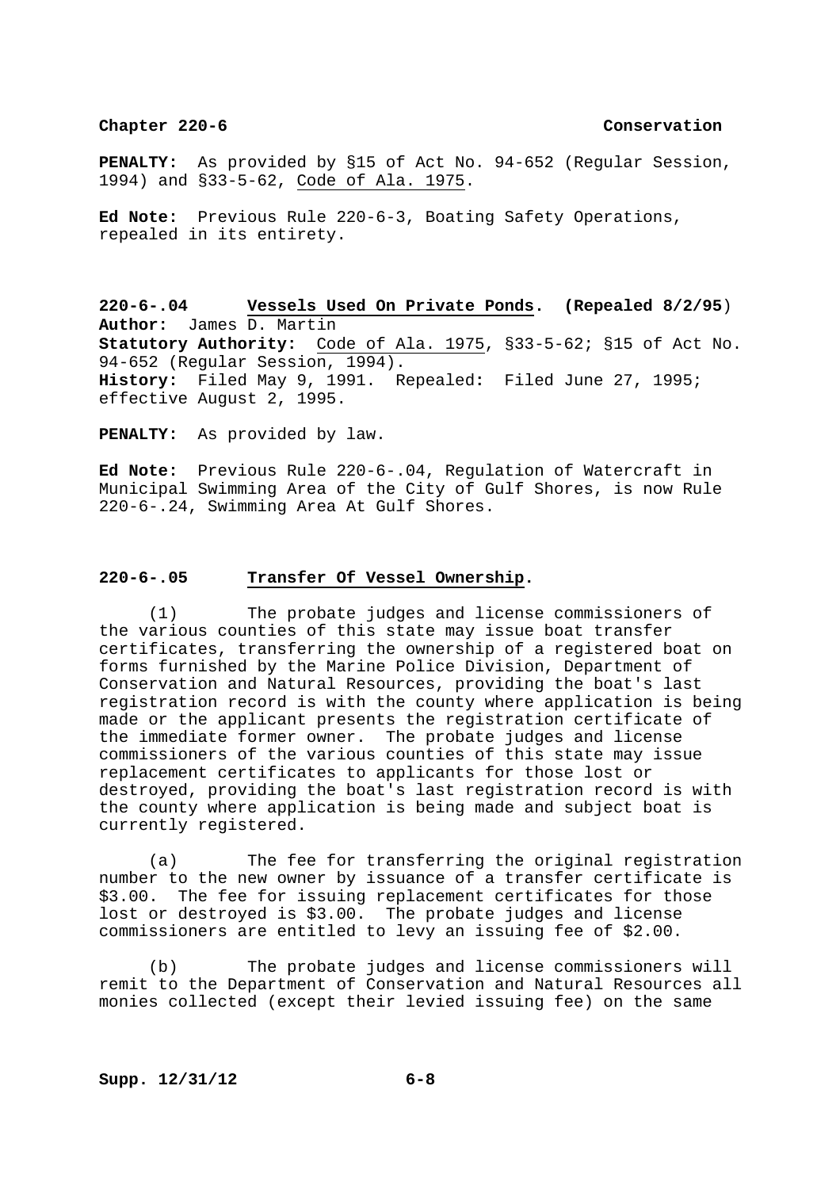**PENALTY:** As provided by §15 of Act No. 94-652 (Regular Session, 1994) and §33-5-62, Code of Ala. 1975.

**Ed Note:** Previous Rule 220-6-3, Boating Safety Operations, repealed in its entirety.

**220-6-.04 Vessels Used On Private Ponds. (Repealed 8/2/95)**
**Author:** James D. Martin
**Statutory Authority:** Code of Ala. 1975, §33-5-62; §15 of Act No. 94-652 (Regular Session, 1994).
**History:** Filed May 9, 1991. Repealed: Filed June 27, 1995; effective August 2, 1995.

**PENALTY:** As provided by law.

**Ed Note:** Previous Rule 220-6-.04, Regulation of Watercraft in Municipal Swimming Area of the City of Gulf Shores, is now Rule 220-6-.24, Swimming Area At Gulf Shores.

**220-6-.05 Transfer Of Vessel Ownership.**

(1) The probate judges and license commissioners of the various counties of this state may issue boat transfer certificates, transferring the ownership of a registered boat on forms furnished by the Marine Police Division, Department of Conservation and Natural Resources, providing the boat's last registration record is with the county where application is being made or the applicant presents the registration certificate of the immediate former owner. The probate judges and license commissioners of the various counties of this state may issue replacement certificates to applicants for those lost or destroyed, providing the boat's last registration record is with the county where application is being made and subject boat is currently registered.

(a) The fee for transferring the original registration number to the new owner by issuance of a transfer certificate is $3.00. The fee for issuing replacement certificates for those lost or destroyed is $3.00. The probate judges and license commissioners are entitled to levy an issuing fee of $2.00.

(b) The probate judges and license commissioners will remit to the Department of Conservation and Natural Resources all monies collected (except their levied issuing fee) on the same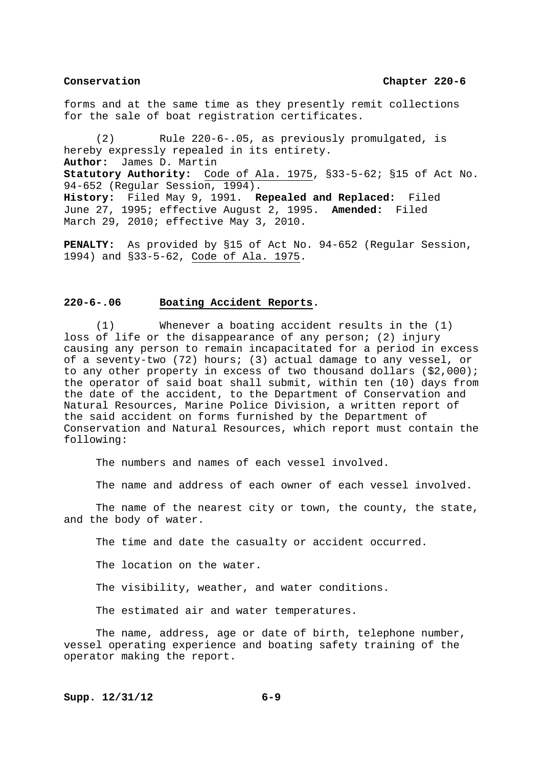forms and at the same time as they presently remit collections for the sale of boat registration certificates.

(2) Rule 220-6-.05, as previously promulgated, is hereby expressly repealed in its entirety.
**Author:** James D. Martin
**Statutory Authority:** Code of Ala. 1975, §33-5-62; §15 of Act No. 94-652 (Regular Session, 1994).
**History:** Filed May 9, 1991. **Repealed and Replaced:** Filed June 27, 1995; effective August 2, 1995. **Amended:** Filed March 29, 2010; effective May 3, 2010.

**PENALTY:** As provided by §15 of Act No. 94-652 (Regular Session, 1994) and §33-5-62, Code of Ala. 1975.

## 220-6-.06 Boating Accident Reports.

(1) Whenever a boating accident results in the (1) loss of life or the disappearance of any person; (2) injury causing any person to remain incapacitated for a period in excess of a seventy-two (72) hours; (3) actual damage to any vessel, or to any other property in excess of two thousand dollars ($2,000); the operator of said boat shall submit, within ten (10) days from the date of the accident, to the Department of Conservation and Natural Resources, Marine Police Division, a written report of the said accident on forms furnished by the Department of Conservation and Natural Resources, which report must contain the following:

The numbers and names of each vessel involved.

The name and address of each owner of each vessel involved.

The name of the nearest city or town, the county, the state, and the body of water.

The time and date the casualty or accident occurred.

The location on the water.

The visibility, weather, and water conditions.

The estimated air and water temperatures.

The name, address, age or date of birth, telephone number, vessel operating experience and boating safety training of the operator making the report.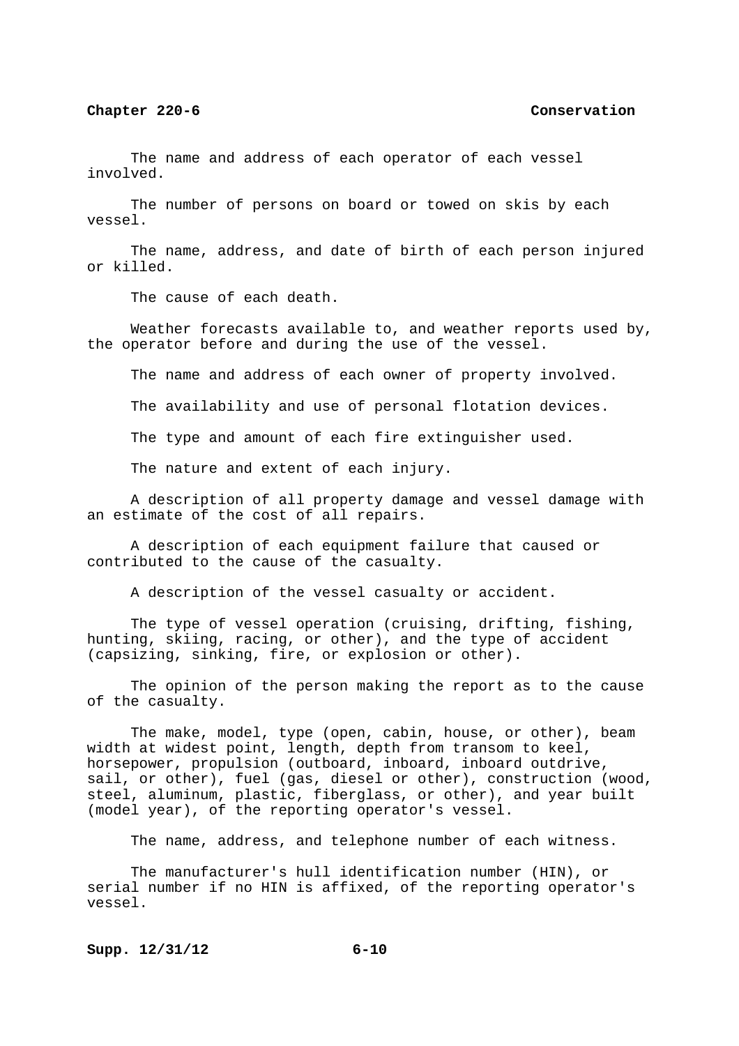The name and address of each operator of each vessel involved.

The number of persons on board or towed on skis by each vessel.

The name, address, and date of birth of each person injured or killed.

The cause of each death.

Weather forecasts available to, and weather reports used by, the operator before and during the use of the vessel.

The name and address of each owner of property involved.

The availability and use of personal flotation devices.

The type and amount of each fire extinguisher used.

The nature and extent of each injury.

A description of all property damage and vessel damage with an estimate of the cost of all repairs.

A description of each equipment failure that caused or contributed to the cause of the casualty.

A description of the vessel casualty or accident.

The type of vessel operation (cruising, drifting, fishing, hunting, skiing, racing, or other), and the type of accident (capsizing, sinking, fire, or explosion or other).

The opinion of the person making the report as to the cause of the casualty.

The make, model, type (open, cabin, house, or other), beam width at widest point, length, depth from transom to keel, horsepower, propulsion (outboard, inboard, inboard outdrive, sail, or other), fuel (gas, diesel or other), construction (wood, steel, aluminum, plastic, fiberglass, or other), and year built (model year), of the reporting operator's vessel.

The name, address, and telephone number of each witness.

The manufacturer's hull identification number (HIN), or serial number if no HIN is affixed, of the reporting operator's vessel.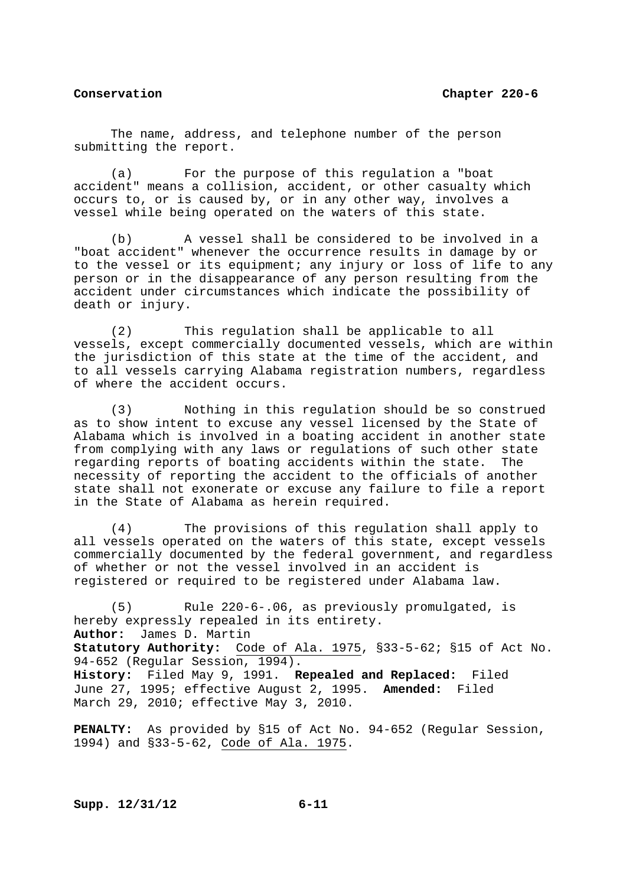The name, address, and telephone number of the person submitting the report.

(a) For the purpose of this regulation a "boat accident" means a collision, accident, or other casualty which occurs to, or is caused by, or in any other way, involves a vessel while being operated on the waters of this state.

(b) A vessel shall be considered to be involved in a "boat accident" whenever the occurrence results in damage by or to the vessel or its equipment; any injury or loss of life to any person or in the disappearance of any person resulting from the accident under circumstances which indicate the possibility of death or injury.

(2) This regulation shall be applicable to all vessels, except commercially documented vessels, which are within the jurisdiction of this state at the time of the accident, and to all vessels carrying Alabama registration numbers, regardless of where the accident occurs.

(3) Nothing in this regulation should be so construed as to show intent to excuse any vessel licensed by the State of Alabama which is involved in a boating accident in another state from complying with any laws or regulations of such other state regarding reports of boating accidents within the state. The necessity of reporting the accident to the officials of another state shall not exonerate or excuse any failure to file a report in the State of Alabama as herein required.

(4) The provisions of this regulation shall apply to all vessels operated on the waters of this state, except vessels commercially documented by the federal government, and regardless of whether or not the vessel involved in an accident is registered or required to be registered under Alabama law.

(5) Rule 220-6-.06, as previously promulgated, is hereby expressly repealed in its entirety.

**Author:** James D. Martin
**Statutory Authority:** Code of Ala. 1975, §33-5-62; §15 of Act No. 94-652 (Regular Session, 1994).
**History:** Filed May 9, 1991. **Repealed and Replaced:** Filed June 27, 1995; effective August 2, 1995. **Amended:** Filed March 29, 2010; effective May 3, 2010.

**PENALTY:** As provided by §15 of Act No. 94-652 (Regular Session, 1994) and §33-5-62, Code of Ala. 1975.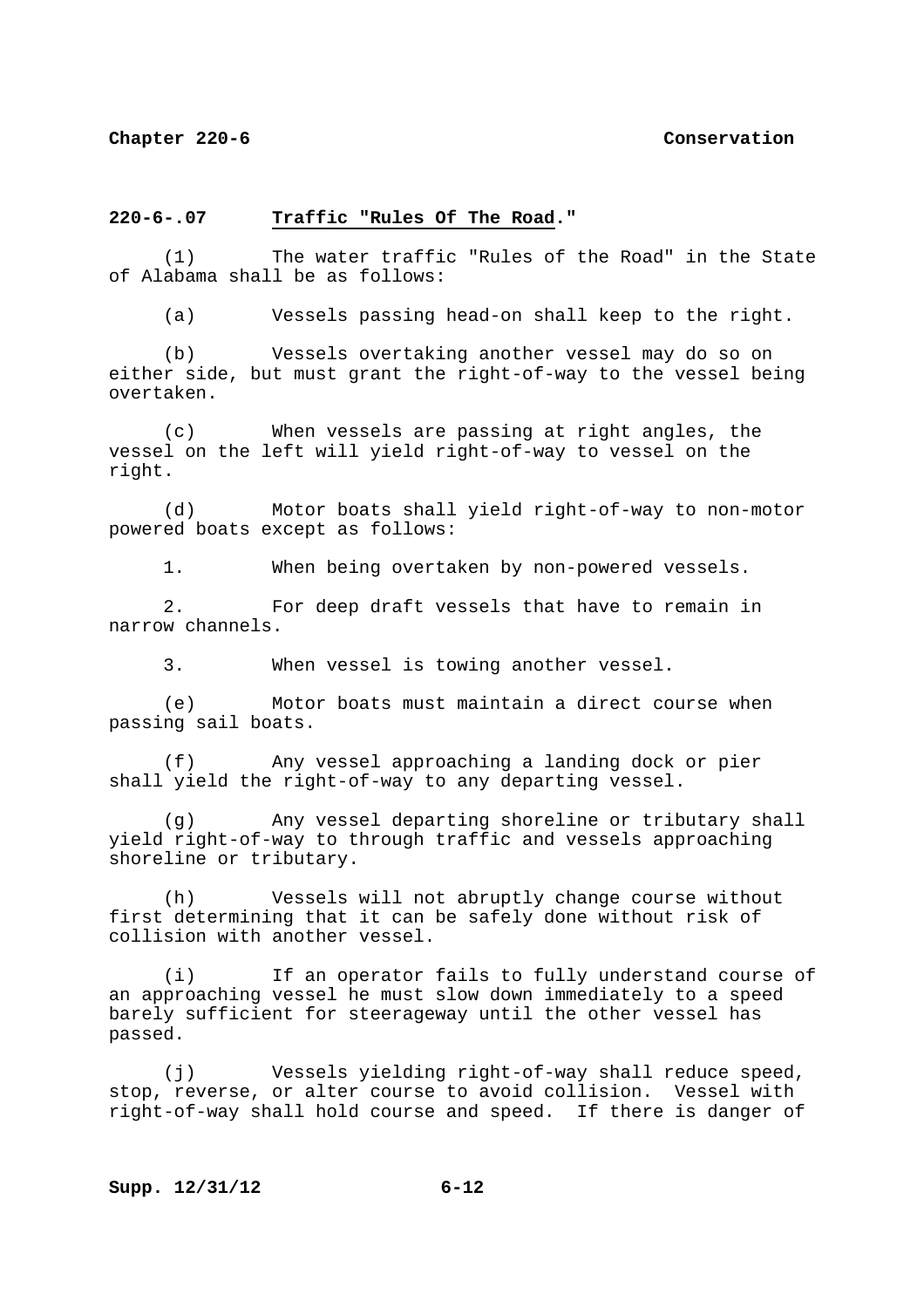## 220-6-.07 Traffic "Rules Of The Road."

(1) The water traffic "Rules of the Road" in the State of Alabama shall be as follows:

(a) Vessels passing head-on shall keep to the right.

(b) Vessels overtaking another vessel may do so on either side, but must grant the right-of-way to the vessel being overtaken.

(c) When vessels are passing at right angles, the vessel on the left will yield right-of-way to vessel on the right.

(d) Motor boats shall yield right-of-way to non-motor powered boats except as follows:

1. When being overtaken by non-powered vessels.

2. For deep draft vessels that have to remain in narrow channels.

3. When vessel is towing another vessel.

(e) Motor boats must maintain a direct course when passing sail boats.

(f) Any vessel approaching a landing dock or pier shall yield the right-of-way to any departing vessel.

(g) Any vessel departing shoreline or tributary shall yield right-of-way to through traffic and vessels approaching shoreline or tributary.

(h) Vessels will not abruptly change course without first determining that it can be safely done without risk of collision with another vessel.

(i) If an operator fails to fully understand course of an approaching vessel he must slow down immediately to a speed barely sufficient for steerageway until the other vessel has passed.

(j) Vessels yielding right-of-way shall reduce speed, stop, reverse, or alter course to avoid collision. Vessel with right-of-way shall hold course and speed. If there is danger of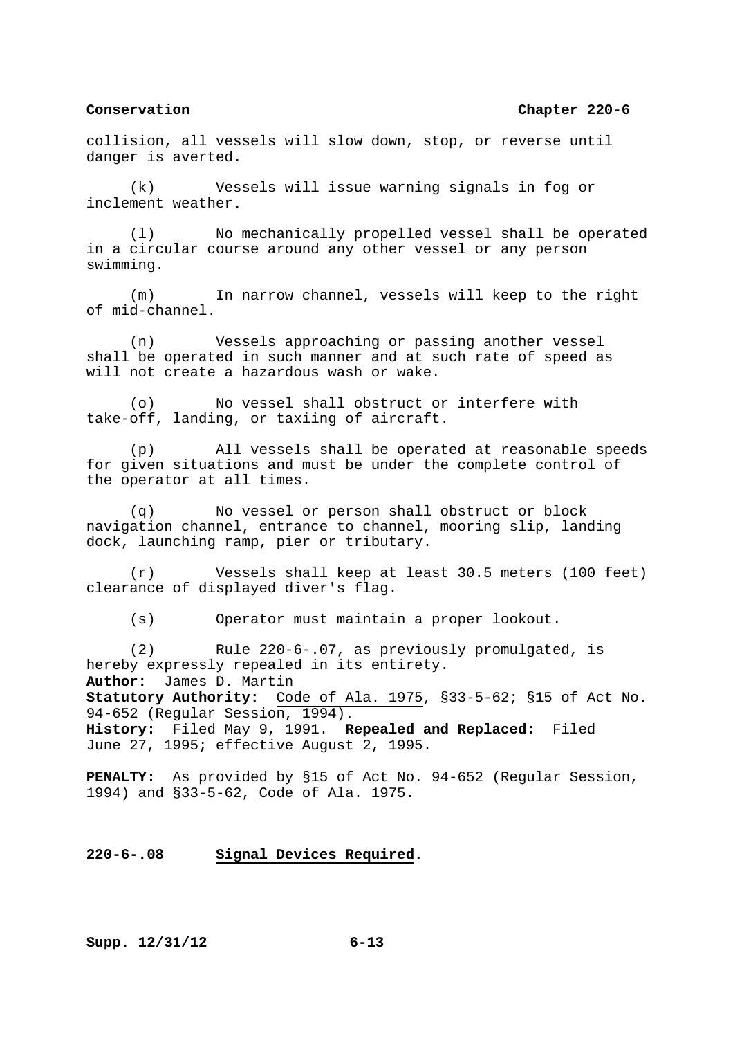collision, all vessels will slow down, stop, or reverse until danger is averted.

(k) Vessels will issue warning signals in fog or inclement weather.

(l) No mechanically propelled vessel shall be operated in a circular course around any other vessel or any person swimming.

(m) In narrow channel, vessels will keep to the right of mid-channel.

(n) Vessels approaching or passing another vessel shall be operated in such manner and at such rate of speed as will not create a hazardous wash or wake.

(o) No vessel shall obstruct or interfere with take-off, landing, or taxiing of aircraft.

(p) All vessels shall be operated at reasonable speeds for given situations and must be under the complete control of the operator at all times.

(q) No vessel or person shall obstruct or block navigation channel, entrance to channel, mooring slip, landing dock, launching ramp, pier or tributary.

(r) Vessels shall keep at least 30.5 meters (100 feet) clearance of displayed diver's flag.

(s) Operator must maintain a proper lookout.

(2) Rule 220-6-.07, as previously promulgated, is hereby expressly repealed in its entirety.

**Author:** James D. Martin
**Statutory Authority:** Code of Ala. 1975, §33-5-62; §15 of Act No. 94-652 (Regular Session, 1994).
**History:** Filed May 9, 1991. **Repealed and Replaced:** Filed June 27, 1995; effective August 2, 1995.

**PENALTY:** As provided by §15 of Act No. 94-652 (Regular Session, 1994) and §33-5-62, Code of Ala. 1975.

**220-6-.08 Signal Devices Required.**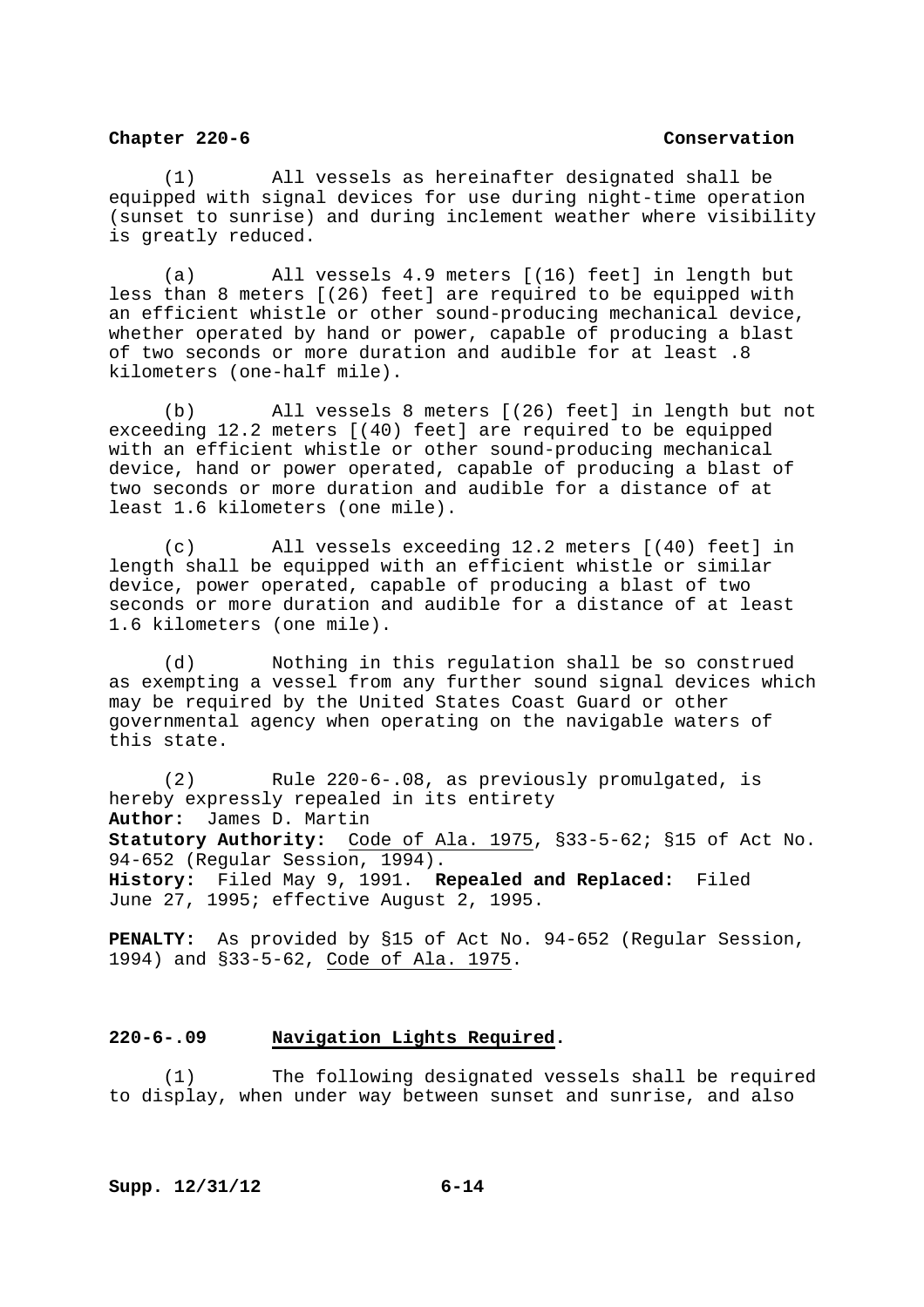(1) All vessels as hereinafter designated shall be equipped with signal devices for use during night-time operation (sunset to sunrise) and during inclement weather where visibility is greatly reduced.

(a) All vessels 4.9 meters [(16) feet] in length but less than 8 meters [(26) feet] are required to be equipped with an efficient whistle or other sound-producing mechanical device, whether operated by hand or power, capable of producing a blast of two seconds or more duration and audible for at least .8 kilometers (one-half mile).

(b) All vessels 8 meters [(26) feet] in length but not exceeding 12.2 meters [(40) feet] are required to be equipped with an efficient whistle or other sound-producing mechanical device, hand or power operated, capable of producing a blast of two seconds or more duration and audible for a distance of at least 1.6 kilometers (one mile).

(c) All vessels exceeding 12.2 meters [(40) feet] in length shall be equipped with an efficient whistle or similar device, power operated, capable of producing a blast of two seconds or more duration and audible for a distance of at least 1.6 kilometers (one mile).

(d) Nothing in this regulation shall be so construed as exempting a vessel from any further sound signal devices which may be required by the United States Coast Guard or other governmental agency when operating on the navigable waters of this state.

(2) Rule 220-6-.08, as previously promulgated, is hereby expressly repealed in its entirety

**Author:** James D. Martin
**Statutory Authority:** Code of Ala. 1975, §33-5-62; §15 of Act No. 94-652 (Regular Session, 1994).
**History:** Filed May 9, 1991. **Repealed and Replaced:** Filed June 27, 1995; effective August 2, 1995.

**PENALTY:** As provided by §15 of Act No. 94-652 (Regular Session, 1994) and §33-5-62, Code of Ala. 1975.

## 220-6-.09 Navigation Lights Required.

(1) The following designated vessels shall be required to display, when under way between sunset and sunrise, and also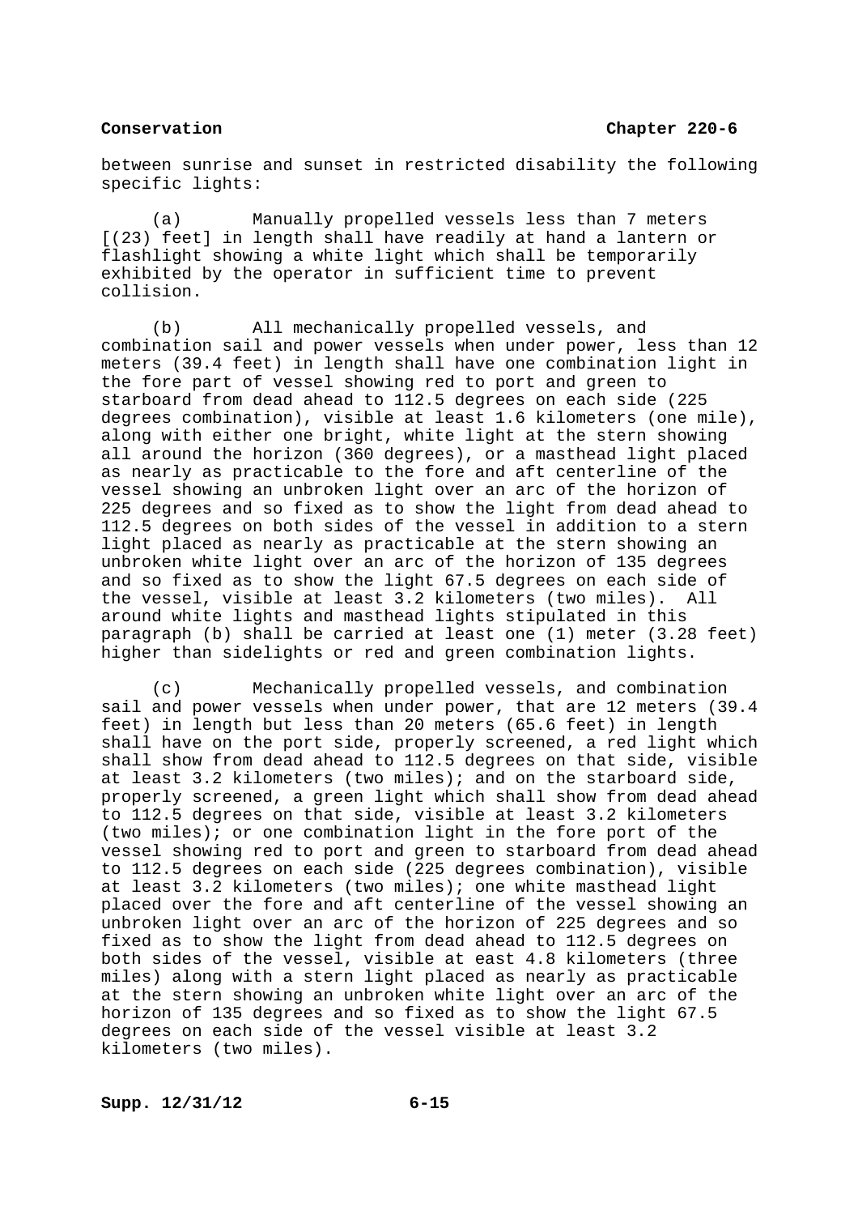between sunrise and sunset in restricted disability the following specific lights:

(a) Manually propelled vessels less than 7 meters [(23) feet] in length shall have readily at hand a lantern or flashlight showing a white light which shall be temporarily exhibited by the operator in sufficient time to prevent collision.

(b) All mechanically propelled vessels, and combination sail and power vessels when under power, less than 12 meters (39.4 feet) in length shall have one combination light in the fore part of vessel showing red to port and green to starboard from dead ahead to 112.5 degrees on each side (225 degrees combination), visible at least 1.6 kilometers (one mile), along with either one bright, white light at the stern showing all around the horizon (360 degrees), or a masthead light placed as nearly as practicable to the fore and aft centerline of the vessel showing an unbroken light over an arc of the horizon of 225 degrees and so fixed as to show the light from dead ahead to 112.5 degrees on both sides of the vessel in addition to a stern light placed as nearly as practicable at the stern showing an unbroken white light over an arc of the horizon of 135 degrees and so fixed as to show the light 67.5 degrees on each side of the vessel, visible at least 3.2 kilometers (two miles). All around white lights and masthead lights stipulated in this paragraph (b) shall be carried at least one (1) meter (3.28 feet) higher than sidelights or red and green combination lights.

(c) Mechanically propelled vessels, and combination sail and power vessels when under power, that are 12 meters (39.4 feet) in length but less than 20 meters (65.6 feet) in length shall have on the port side, properly screened, a red light which shall show from dead ahead to 112.5 degrees on that side, visible at least 3.2 kilometers (two miles); and on the starboard side, properly screened, a green light which shall show from dead ahead to 112.5 degrees on that side, visible at least 3.2 kilometers (two miles); or one combination light in the fore port of the vessel showing red to port and green to starboard from dead ahead to 112.5 degrees on each side (225 degrees combination), visible at least 3.2 kilometers (two miles); one white masthead light placed over the fore and aft centerline of the vessel showing an unbroken light over an arc of the horizon of 225 degrees and so fixed as to show the light from dead ahead to 112.5 degrees on both sides of the vessel, visible at east 4.8 kilometers (three miles) along with a stern light placed as nearly as practicable at the stern showing an unbroken white light over an arc of the horizon of 135 degrees and so fixed as to show the light 67.5 degrees on each side of the vessel visible at least 3.2 kilometers (two miles).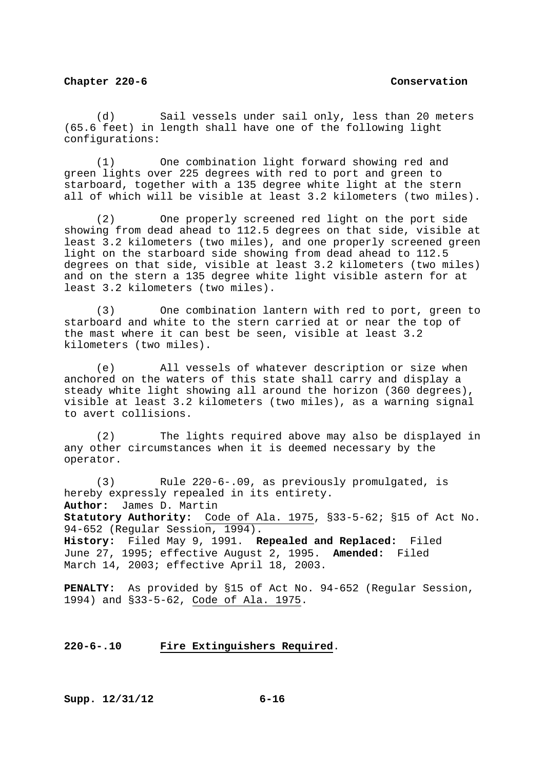(d) Sail vessels under sail only, less than 20 meters (65.6 feet) in length shall have one of the following light configurations:

(1) One combination light forward showing red and green lights over 225 degrees with red to port and green to starboard, together with a 135 degree white light at the stern all of which will be visible at least 3.2 kilometers (two miles).

(2) One properly screened red light on the port side showing from dead ahead to 112.5 degrees on that side, visible at least 3.2 kilometers (two miles), and one properly screened green light on the starboard side showing from dead ahead to 112.5 degrees on that side, visible at least 3.2 kilometers (two miles) and on the stern a 135 degree white light visible astern for at least 3.2 kilometers (two miles).

(3) One combination lantern with red to port, green to starboard and white to the stern carried at or near the top of the mast where it can best be seen, visible at least 3.2 kilometers (two miles).

(e) All vessels of whatever description or size when anchored on the waters of this state shall carry and display a steady white light showing all around the horizon (360 degrees), visible at least 3.2 kilometers (two miles), as a warning signal to avert collisions.

(2) The lights required above may also be displayed in any other circumstances when it is deemed necessary by the operator.

(3) Rule 220-6-.09, as previously promulgated, is hereby expressly repealed in its entirety.

**Author:** James D. Martin
**Statutory Authority:** Code of Ala. 1975, §33-5-62; §15 of Act No. 94-652 (Regular Session, 1994).
**History:** Filed May 9, 1991. **Repealed and Replaced:** Filed June 27, 1995; effective August 2, 1995. **Amended:** Filed March 14, 2003; effective April 18, 2003.

**PENALTY:** As provided by §15 of Act No. 94-652 (Regular Session, 1994) and §33-5-62, Code of Ala. 1975.

**220-6-.10 Fire Extinguishers Required.**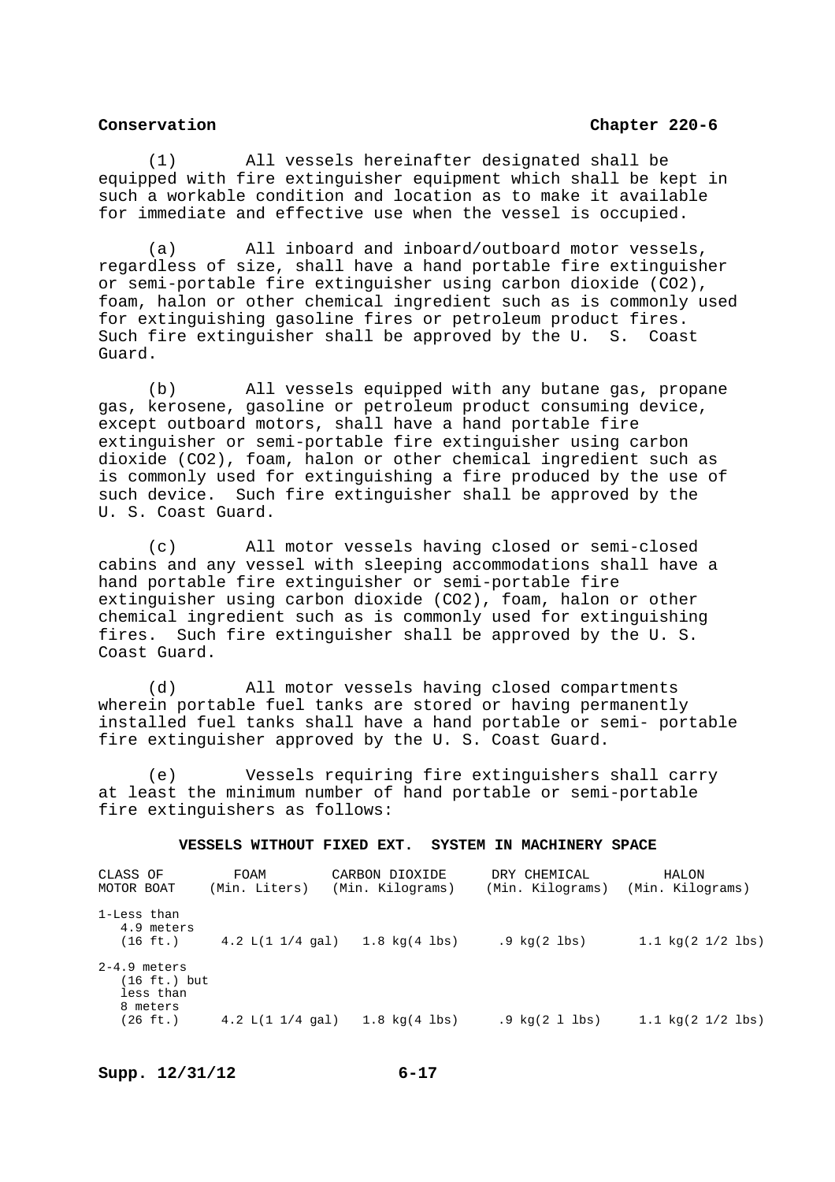(1) All vessels hereinafter designated shall be equipped with fire extinguisher equipment which shall be kept in such a workable condition and location as to make it available for immediate and effective use when the vessel is occupied.

(a) All inboard and inboard/outboard motor vessels, regardless of size, shall have a hand portable fire extinguisher or semi-portable fire extinguisher using carbon dioxide ($CO_2$), foam, halon or other chemical ingredient such as is commonly used for extinguishing gasoline fires or petroleum product fires. Such fire extinguisher shall be approved by the U. S. Coast Guard.

(b) All vessels equipped with any butane gas, propane gas, kerosene, gasoline or petroleum product consuming device, except outboard motors, shall have a hand portable fire extinguisher or semi-portable fire extinguisher using carbon dioxide ($CO_2$), foam, halon or other chemical ingredient such as is commonly used for extinguishing a fire produced by the use of such device. Such fire extinguisher shall be approved by the U. S. Coast Guard.

(c) All motor vessels having closed or semi-closed cabins and any vessel with sleeping accommodations shall have a hand portable fire extinguisher or semi-portable fire extinguisher using carbon dioxide ($CO_2$), foam, halon or other chemical ingredient such as is commonly used for extinguishing fires. Such fire extinguisher shall be approved by the U. S. Coast Guard.

(d) All motor vessels having closed compartments wherein portable fuel tanks are stored or having permanently installed fuel tanks shall have a hand portable or semi- portable fire extinguisher approved by the U. S. Coast Guard.

(e) Vessels requiring fire extinguishers shall carry at least the minimum number of hand portable or semi-portable fire extinguishers as follows:

**VESSELS WITHOUT FIXED EXT. SYSTEM IN MACHINERY SPACE**

| CLASS OF MOTOR BOAT | FOAM (Min. Liters) | CARBON DIOXIDE (Min. Kilograms) | DRY CHEMICAL (Min. Kilograms) | HALON (Min. Kilograms) |
|---|---|---|---|---|
| 1-Less than 4.9 meters (16 ft.) | 4.2 L(1 1/4 gal) | 1.8 kg(4 lbs) | .9 kg(2 lbs) | 1.1 kg(2 1/2 lbs) |
| 2-4.9 meters (16 ft.) but less than 8 meters (26 ft.) | 4.2 L(1 1/4 gal) | 1.8 kg(4 lbs) | .9 kg(2 l lbs) | 1.1 kg(2 1/2 lbs) |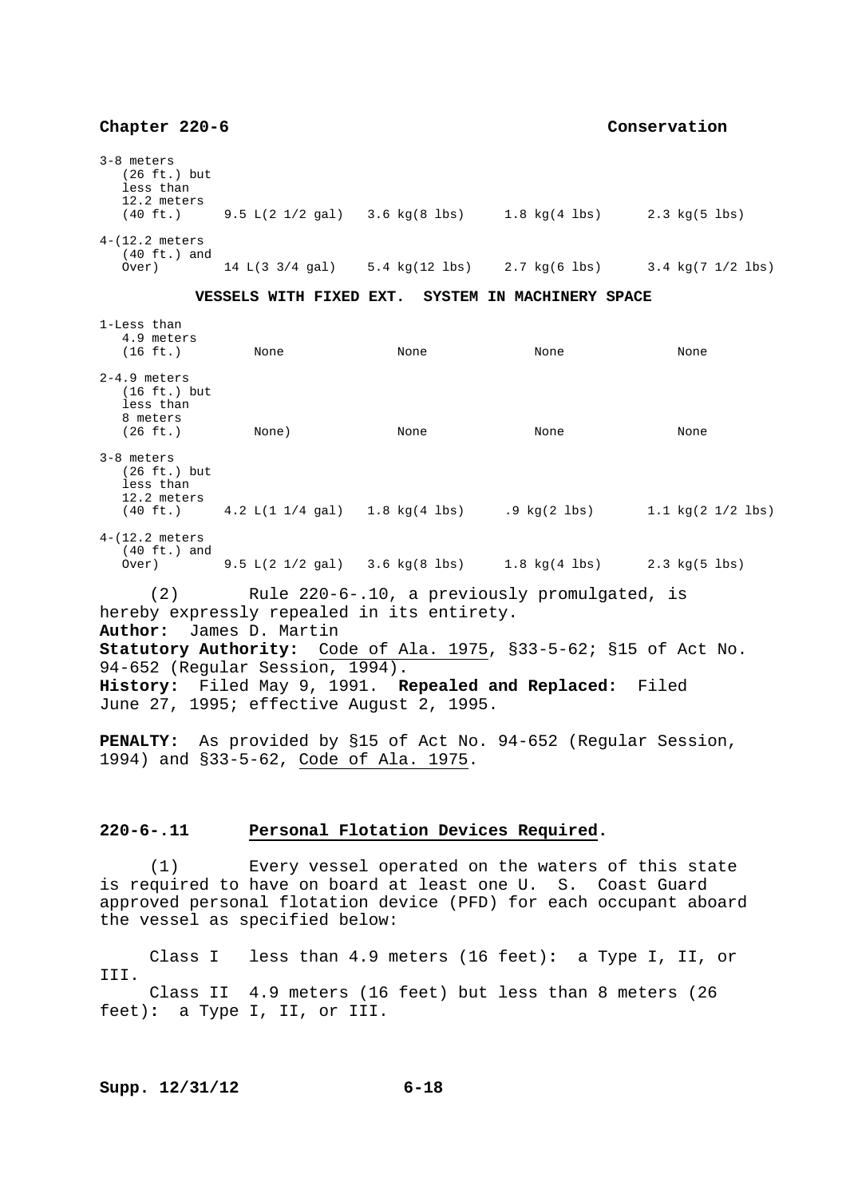| | | | | |
|---|---|---|---|---|
| 3-8 meters (26 ft.) but less than 12.2 meters (40 ft.) | 9.5 L(2 1/2 gal) | 3.6 kg(8 lbs) | 1.8 kg(4 lbs) | 2.3 kg(5 lbs) |
| 4-(12.2 meters (40 ft.) and Over) | 14 L(3 3/4 gal) | 5.4 kg(12 lbs) | 2.7 kg(6 lbs) | 3.4 kg(7 1/2 lbs) |
| **VESSELS WITH FIXED EXT. SYSTEM IN MACHINERY SPACE** | | | | |
| 1-Less than 4.9 meters (16 ft.) | None | None | None | None |
| 2-4.9 meters (16 ft.) but less than 8 meters (26 ft.) | None) | None | None | None |
| 3-8 meters (26 ft.) but less than 12.2 meters (40 ft.) | 4.2 L(1 1/4 gal) | 1.8 kg(4 lbs) | .9 kg(2 lbs) | 1.1 kg(2 1/2 lbs) |
| 4-(12.2 meters (40 ft.) and Over) | 9.5 L(2 1/2 gal) | 3.6 kg(8 lbs) | 1.8 kg(4 lbs) | 2.3 kg(5 lbs) |

(2) Rule 220-6-.10, a previously promulgated, is hereby expressly repealed in its entirety.

**Author:** James D. Martin

**Statutory Authority:** Code of Ala. 1975, §33-5-62; §15 of Act No. 94-652 (Regular Session, 1994).

**History:** Filed May 9, 1991. **Repealed and Replaced:** Filed June 27, 1995; effective August 2, 1995.

**PENALTY:** As provided by §15 of Act No. 94-652 (Regular Session, 1994) and §33-5-62, Code of Ala. 1975.

## 220-6-.11 Personal Flotation Devices Required.

(1) Every vessel operated on the waters of this state is required to have on board at least one U. S. Coast Guard approved personal flotation device (PFD) for each occupant aboard the vessel as specified below:

Class I less than 4.9 meters (16 feet): a Type I, II, or III.

Class II 4.9 meters (16 feet) but less than 8 meters (26 feet): a Type I, II, or III.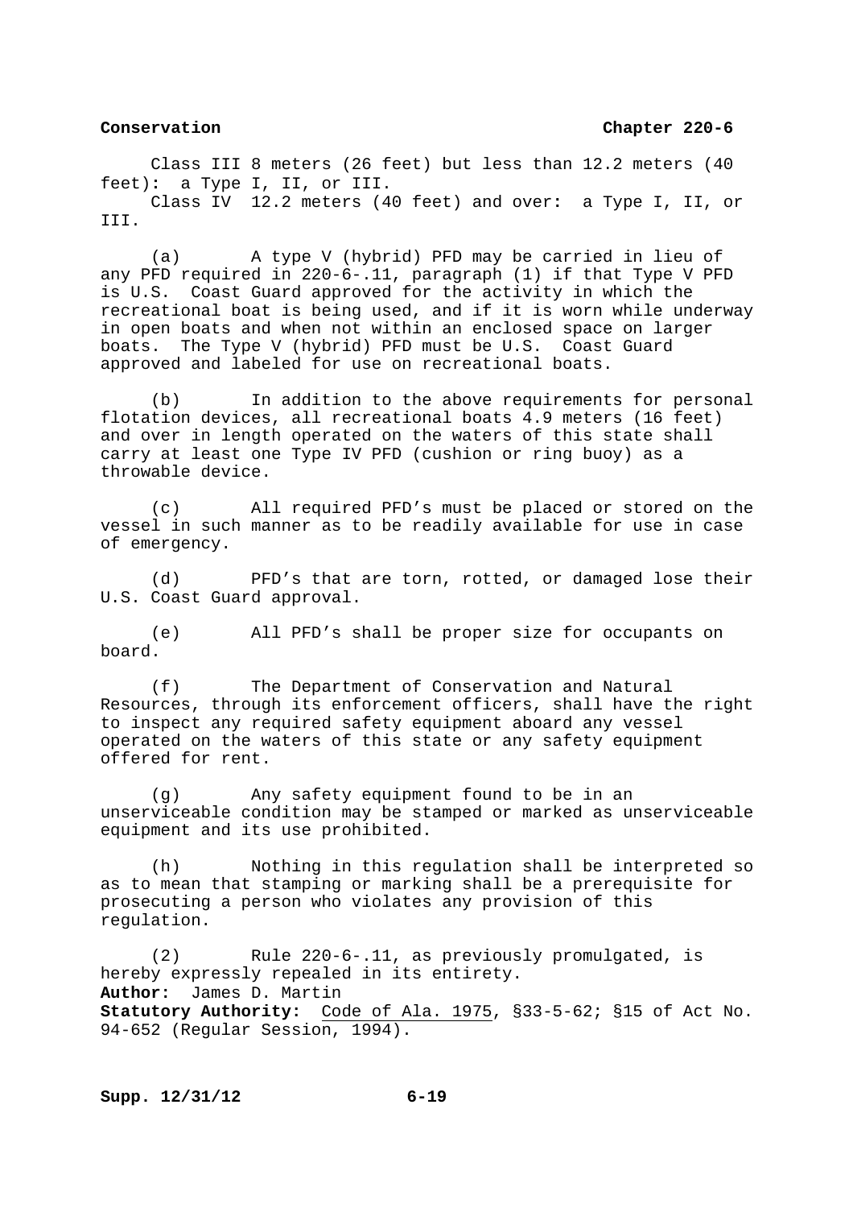Class III 8 meters (26 feet) but less than 12.2 meters (40 feet): a Type I, II, or III.

Class IV 12.2 meters (40 feet) and over: a Type I, II, or III.

(a) A type V (hybrid) PFD may be carried in lieu of any PFD required in 220-6-.11, paragraph (1) if that Type V PFD is U.S. Coast Guard approved for the activity in which the recreational boat is being used, and if it is worn while underway in open boats and when not within an enclosed space on larger boats. The Type V (hybrid) PFD must be U.S. Coast Guard approved and labeled for use on recreational boats.

(b) In addition to the above requirements for personal flotation devices, all recreational boats 4.9 meters (16 feet) and over in length operated on the waters of this state shall carry at least one Type IV PFD (cushion or ring buoy) as a throwable device.

(c) All required PFD's must be placed or stored on the vessel in such manner as to be readily available for use in case of emergency.

(d) PFD's that are torn, rotted, or damaged lose their U.S. Coast Guard approval.

(e) All PFD's shall be proper size for occupants on board.

(f) The Department of Conservation and Natural Resources, through its enforcement officers, shall have the right to inspect any required safety equipment aboard any vessel operated on the waters of this state or any safety equipment offered for rent.

(g) Any safety equipment found to be in an unserviceable condition may be stamped or marked as unserviceable equipment and its use prohibited.

(h) Nothing in this regulation shall be interpreted so as to mean that stamping or marking shall be a prerequisite for prosecuting a person who violates any provision of this regulation.

(2) Rule 220-6-.11, as previously promulgated, is hereby expressly repealed in its entirety.

**Author:** James D. Martin
**Statutory Authority:** Code of Ala. 1975, §33-5-62; §15 of Act No. 94-652 (Regular Session, 1994).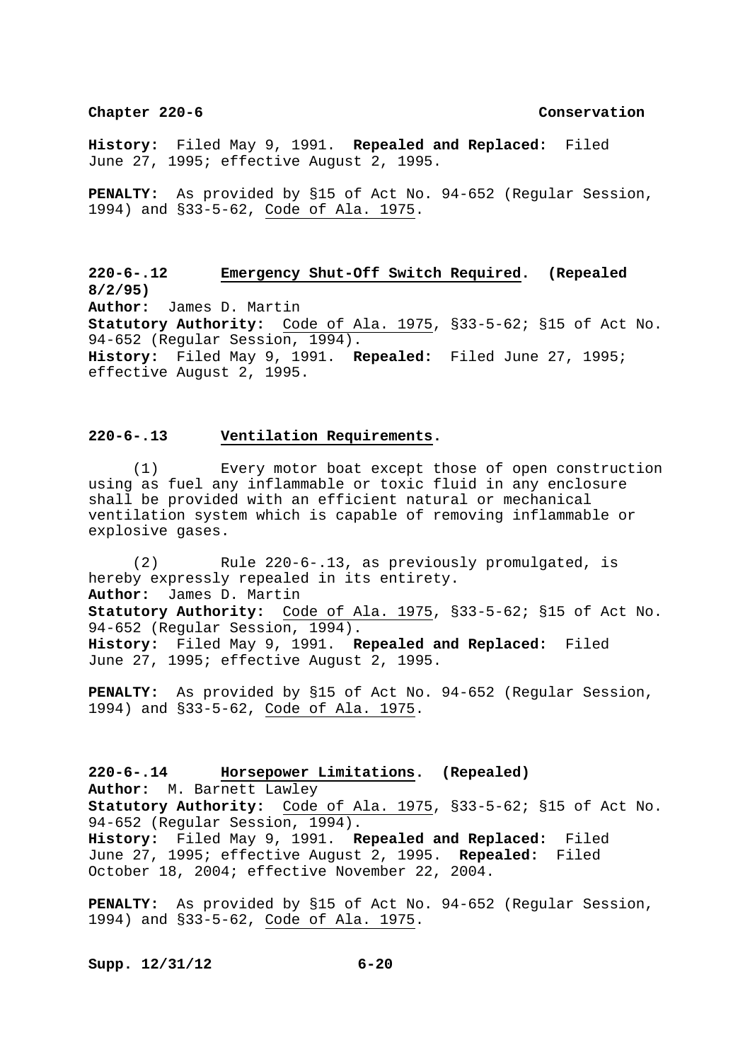**History:** Filed May 9, 1991. **Repealed and Replaced:** Filed June 27, 1995; effective August 2, 1995.

**PENALTY:** As provided by §15 of Act No. 94-652 (Regular Session, 1994) and §33-5-62, Code of Ala. 1975.

### 220-6-.12 Emergency Shut-Off Switch Required. (Repealed 8/2/95)

**Author:** James D. Martin
**Statutory Authority:** Code of Ala. 1975, §33-5-62; §15 of Act No. 94-652 (Regular Session, 1994).
**History:** Filed May 9, 1991. **Repealed:** Filed June 27, 1995; effective August 2, 1995.

### 220-6-.13 Ventilation Requirements.

(1) Every motor boat except those of open construction using as fuel any inflammable or toxic fluid in any enclosure shall be provided with an efficient natural or mechanical ventilation system which is capable of removing inflammable or explosive gases.

(2) Rule 220-6-.13, as previously promulgated, is hereby expressly repealed in its entirety.

**Author:** James D. Martin
**Statutory Authority:** Code of Ala. 1975, §33-5-62; §15 of Act No. 94-652 (Regular Session, 1994).
**History:** Filed May 9, 1991. **Repealed and Replaced:** Filed June 27, 1995; effective August 2, 1995.

**PENALTY:** As provided by §15 of Act No. 94-652 (Regular Session, 1994) and §33-5-62, Code of Ala. 1975.

### 220-6-.14 Horsepower Limitations. (Repealed)

**Author:** M. Barnett Lawley
**Statutory Authority:** Code of Ala. 1975, §33-5-62; §15 of Act No. 94-652 (Regular Session, 1994).
**History:** Filed May 9, 1991. **Repealed and Replaced:** Filed June 27, 1995; effective August 2, 1995. **Repealed:** Filed October 18, 2004; effective November 22, 2004.

**PENALTY:** As provided by §15 of Act No. 94-652 (Regular Session, 1994) and §33-5-62, Code of Ala. 1975.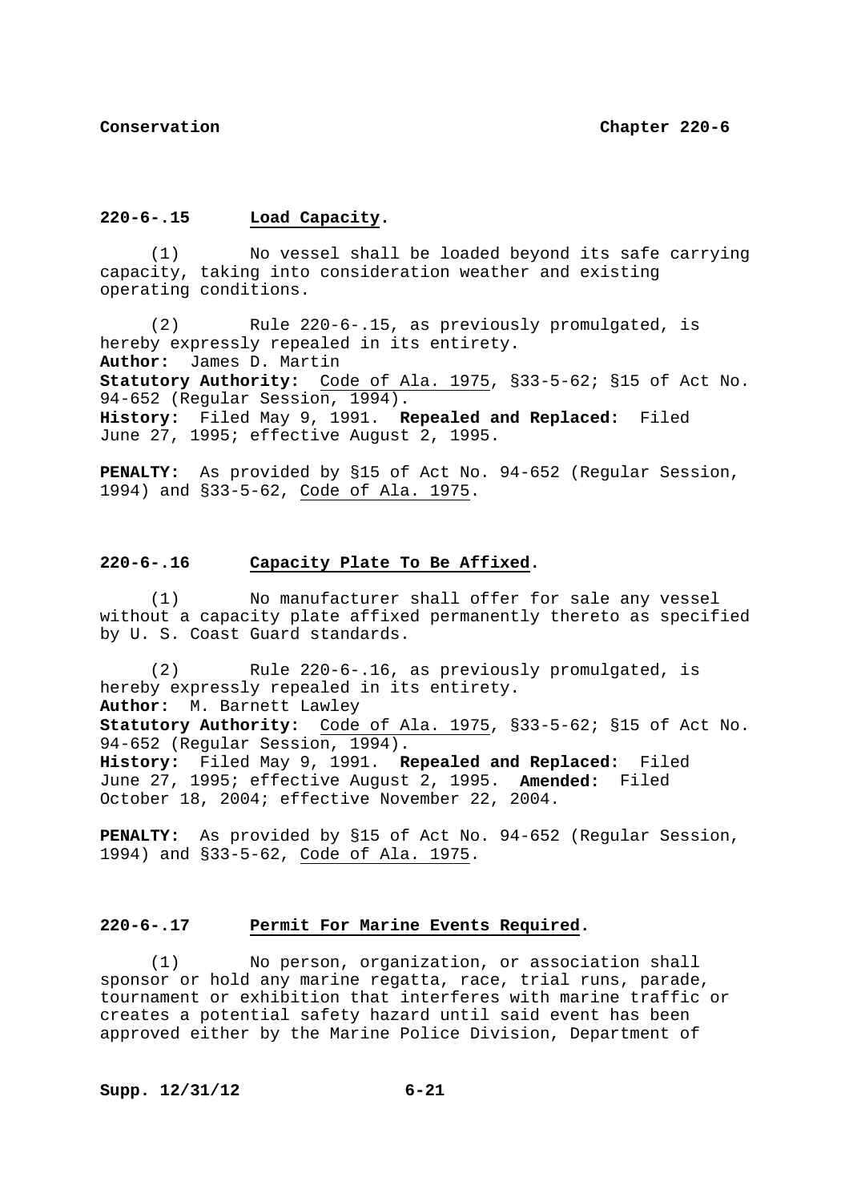### 220-6-.15 Load Capacity.

(1) No vessel shall be loaded beyond its safe carrying capacity, taking into consideration weather and existing operating conditions.

(2) Rule 220-6-.15, as previously promulgated, is hereby expressly repealed in its entirety.

**Author:** James D. Martin

**Statutory Authority:** Code of Ala. 1975, §33-5-62; §15 of Act No. 94-652 (Regular Session, 1994).

**History:** Filed May 9, 1991. **Repealed and Replaced:** Filed June 27, 1995; effective August 2, 1995.

**PENALTY:** As provided by §15 of Act No. 94-652 (Regular Session, 1994) and §33-5-62, Code of Ala. 1975.

### 220-6-.16 Capacity Plate To Be Affixed.

(1) No manufacturer shall offer for sale any vessel without a capacity plate affixed permanently thereto as specified by U. S. Coast Guard standards.

(2) Rule 220-6-.16, as previously promulgated, is hereby expressly repealed in its entirety.

**Author:** M. Barnett Lawley

**Statutory Authority:** Code of Ala. 1975, §33-5-62; §15 of Act No. 94-652 (Regular Session, 1994).

**History:** Filed May 9, 1991. **Repealed and Replaced:** Filed June 27, 1995; effective August 2, 1995. **Amended:** Filed October 18, 2004; effective November 22, 2004.

**PENALTY:** As provided by §15 of Act No. 94-652 (Regular Session, 1994) and §33-5-62, Code of Ala. 1975.

### 220-6-.17 Permit For Marine Events Required.

(1) No person, organization, or association shall sponsor or hold any marine regatta, race, trial runs, parade, tournament or exhibition that interferes with marine traffic or creates a potential safety hazard until said event has been approved either by the Marine Police Division, Department of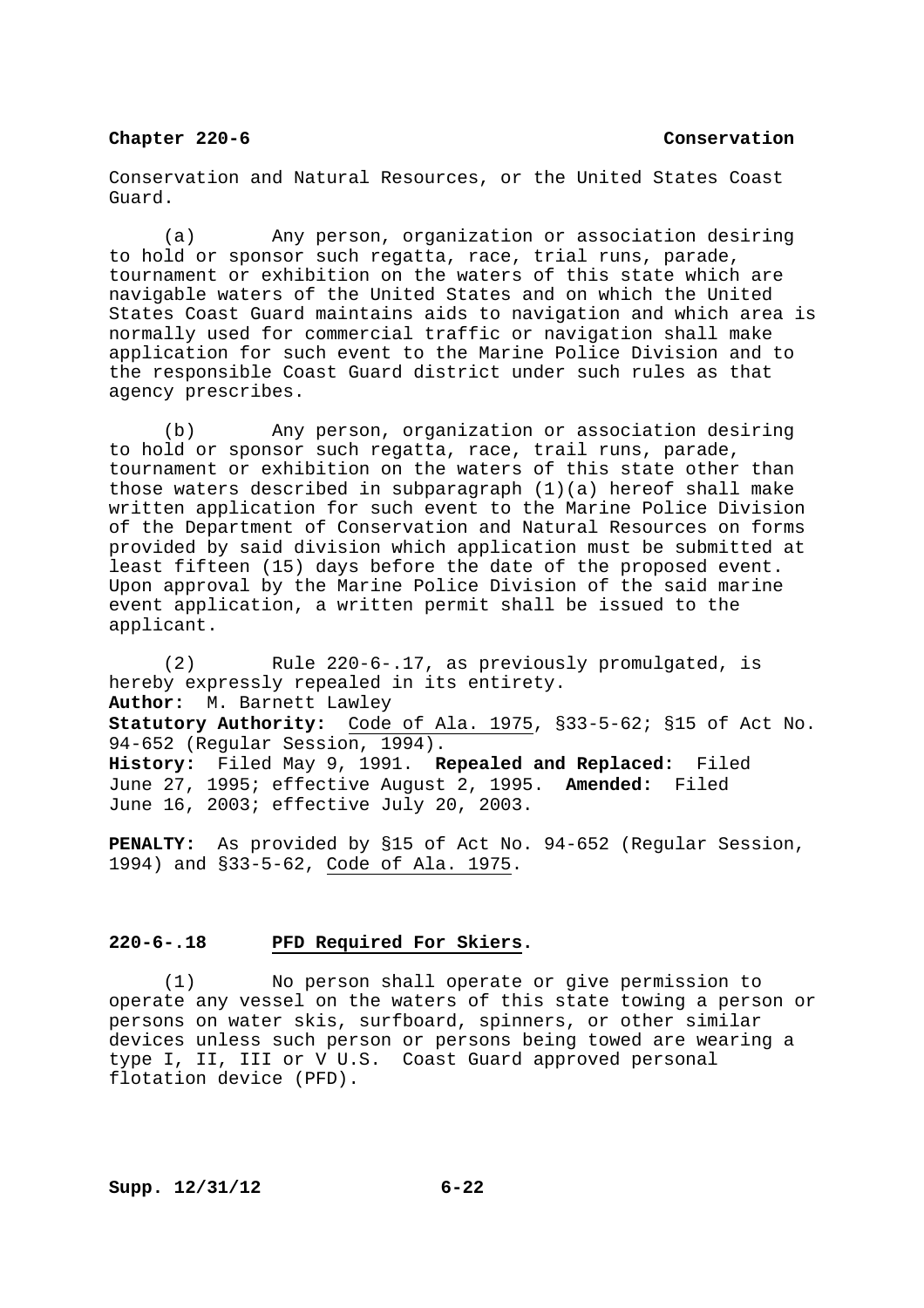Conservation and Natural Resources, or the United States Coast Guard.

(a) Any person, organization or association desiring to hold or sponsor such regatta, race, trial runs, parade, tournament or exhibition on the waters of this state which are navigable waters of the United States and on which the United States Coast Guard maintains aids to navigation and which area is normally used for commercial traffic or navigation shall make application for such event to the Marine Police Division and to the responsible Coast Guard district under such rules as that agency prescribes.

(b) Any person, organization or association desiring to hold or sponsor such regatta, race, trail runs, parade, tournament or exhibition on the waters of this state other than those waters described in subparagraph (1)(a) hereof shall make written application for such event to the Marine Police Division of the Department of Conservation and Natural Resources on forms provided by said division which application must be submitted at least fifteen (15) days before the date of the proposed event. Upon approval by the Marine Police Division of the said marine event application, a written permit shall be issued to the applicant.

(2) Rule 220-6-.17, as previously promulgated, is hereby expressly repealed in its entirety.

**Author:** M. Barnett Lawley
**Statutory Authority:** Code of Ala. 1975, §33-5-62; §15 of Act No. 94-652 (Regular Session, 1994).
**History:** Filed May 9, 1991. **Repealed and Replaced:** Filed June 27, 1995; effective August 2, 1995. **Amended:** Filed June 16, 2003; effective July 20, 2003.

**PENALTY:** As provided by §15 of Act No. 94-652 (Regular Session, 1994) and §33-5-62, Code of Ala. 1975.

## 220-6-.18 PFD Required For Skiers.

(1) No person shall operate or give permission to operate any vessel on the waters of this state towing a person or persons on water skis, surfboard, spinners, or other similar devices unless such person or persons being towed are wearing a type I, II, III or V U.S. Coast Guard approved personal flotation device (PFD).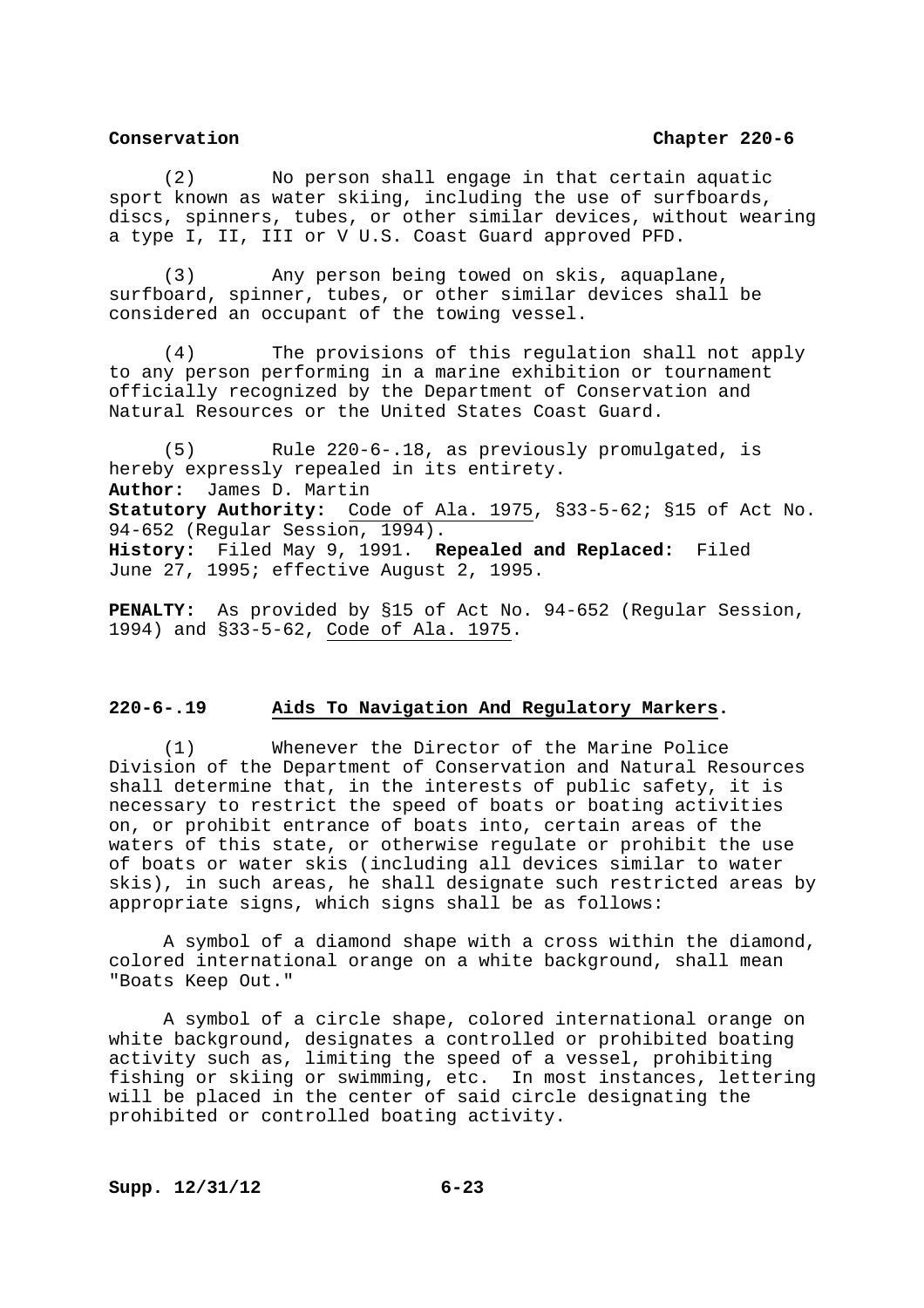(2) No person shall engage in that certain aquatic sport known as water skiing, including the use of surfboards, discs, spinners, tubes, or other similar devices, without wearing a type I, II, III or V U.S. Coast Guard approved PFD.

(3) Any person being towed on skis, aquaplane, surfboard, spinner, tubes, or other similar devices shall be considered an occupant of the towing vessel.

(4) The provisions of this regulation shall not apply to any person performing in a marine exhibition or tournament officially recognized by the Department of Conservation and Natural Resources or the United States Coast Guard.

(5) Rule 220-6-.18, as previously promulgated, is hereby expressly repealed in its entirety.

**Author:** James D. Martin
**Statutory Authority:** Code of Ala. 1975, §33-5-62; §15 of Act No. 94-652 (Regular Session, 1994).
**History:** Filed May 9, 1991. **Repealed and Replaced:** Filed June 27, 1995; effective August 2, 1995.

**PENALTY:** As provided by §15 of Act No. 94-652 (Regular Session, 1994) and §33-5-62, Code of Ala. 1975.

## 220-6-.19 Aids To Navigation And Regulatory Markers.

(1) Whenever the Director of the Marine Police Division of the Department of Conservation and Natural Resources shall determine that, in the interests of public safety, it is necessary to restrict the speed of boats or boating activities on, or prohibit entrance of boats into, certain areas of the waters of this state, or otherwise regulate or prohibit the use of boats or water skis (including all devices similar to water skis), in such areas, he shall designate such restricted areas by appropriate signs, which signs shall be as follows:

A symbol of a diamond shape with a cross within the diamond, colored international orange on a white background, shall mean "Boats Keep Out."

A symbol of a circle shape, colored international orange on white background, designates a controlled or prohibited boating activity such as, limiting the speed of a vessel, prohibiting fishing or skiing or swimming, etc. In most instances, lettering will be placed in the center of said circle designating the prohibited or controlled boating activity.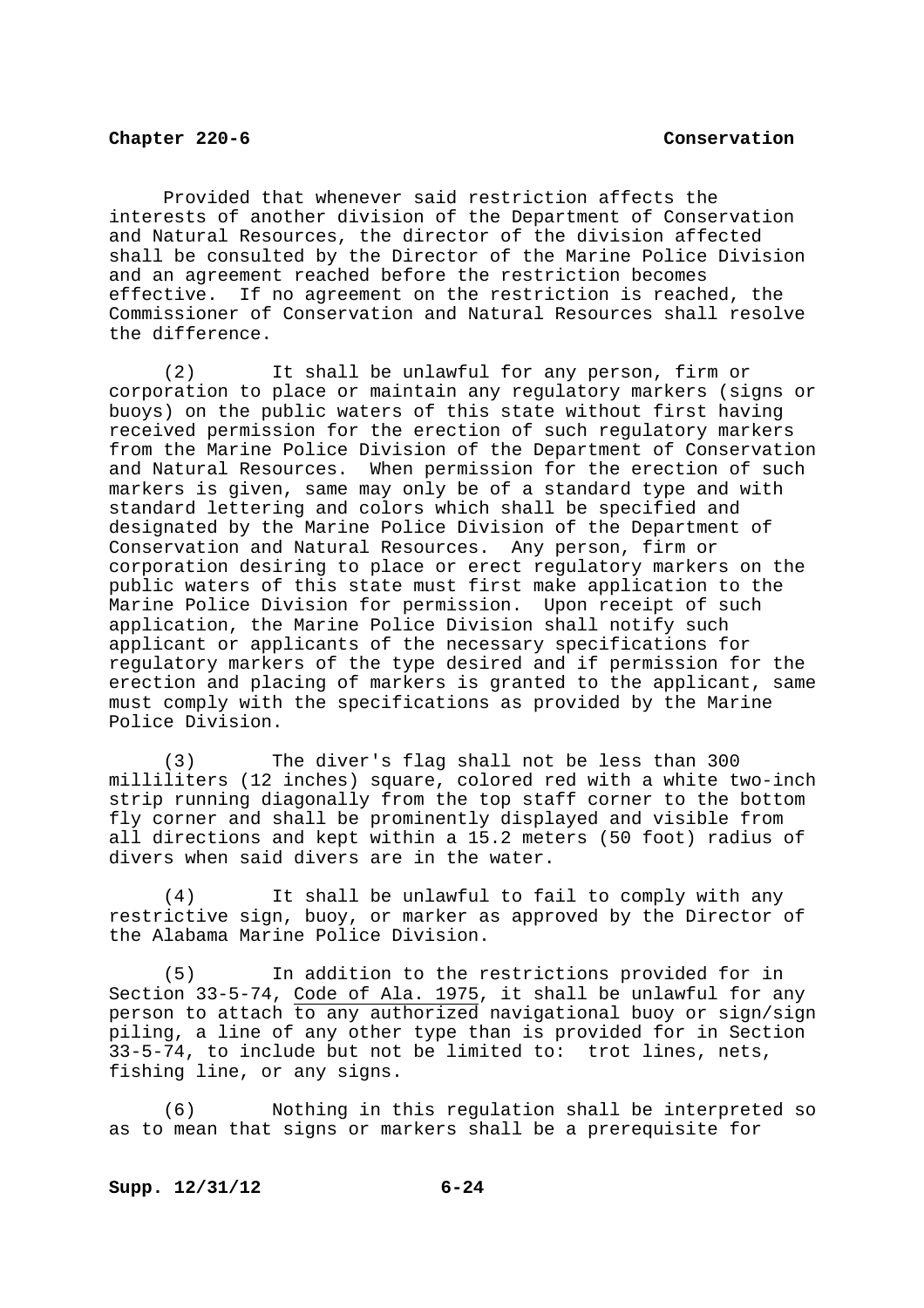Provided that whenever said restriction affects the interests of another division of the Department of Conservation and Natural Resources, the director of the division affected shall be consulted by the Director of the Marine Police Division and an agreement reached before the restriction becomes effective. If no agreement on the restriction is reached, the Commissioner of Conservation and Natural Resources shall resolve the difference.

(2) It shall be unlawful for any person, firm or corporation to place or maintain any regulatory markers (signs or buoys) on the public waters of this state without first having received permission for the erection of such regulatory markers from the Marine Police Division of the Department of Conservation and Natural Resources. When permission for the erection of such markers is given, same may only be of a standard type and with standard lettering and colors which shall be specified and designated by the Marine Police Division of the Department of Conservation and Natural Resources. Any person, firm or corporation desiring to place or erect regulatory markers on the public waters of this state must first make application to the Marine Police Division for permission. Upon receipt of such application, the Marine Police Division shall notify such applicant or applicants of the necessary specifications for regulatory markers of the type desired and if permission for the erection and placing of markers is granted to the applicant, same must comply with the specifications as provided by the Marine Police Division.

(3) The diver's flag shall not be less than 300 milliliters (12 inches) square, colored red with a white two-inch strip running diagonally from the top staff corner to the bottom fly corner and shall be prominently displayed and visible from all directions and kept within a 15.2 meters (50 foot) radius of divers when said divers are in the water.

(4) It shall be unlawful to fail to comply with any restrictive sign, buoy, or marker as approved by the Director of the Alabama Marine Police Division.

(5) In addition to the restrictions provided for in Section 33-5-74, Code of Ala. 1975, it shall be unlawful for any person to attach to any authorized navigational buoy or sign/sign piling, a line of any other type than is provided for in Section 33-5-74, to include but not be limited to: trot lines, nets, fishing line, or any signs.

(6) Nothing in this regulation shall be interpreted so as to mean that signs or markers shall be a prerequisite for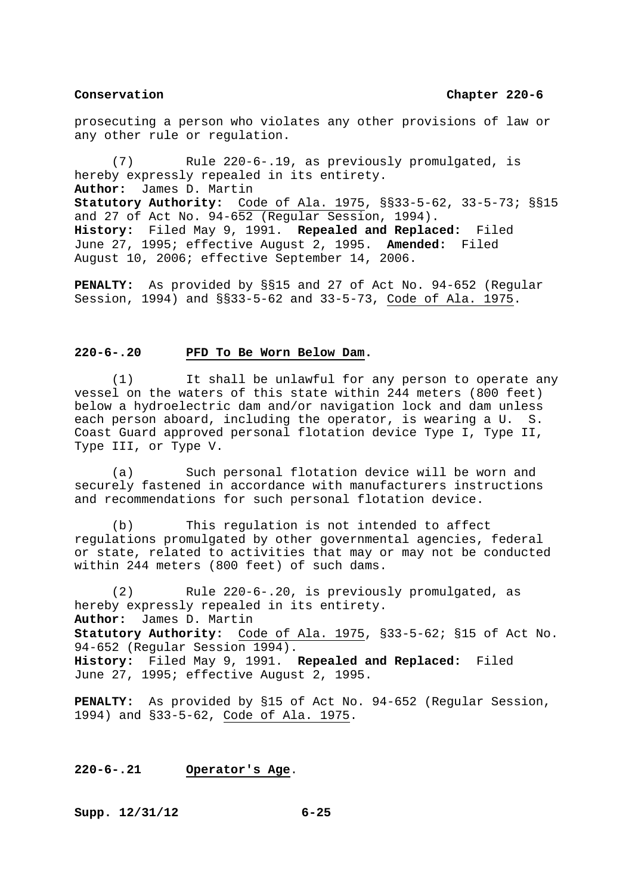prosecuting a person who violates any other provisions of law or any other rule or regulation.

(7) Rule 220-6-.19, as previously promulgated, is hereby expressly repealed in its entirety.
**Author:** James D. Martin
**Statutory Authority:** Code of Ala. 1975, §§33-5-62, 33-5-73; §§15 and 27 of Act No. 94-652 (Regular Session, 1994).
**History:** Filed May 9, 1991. **Repealed and Replaced:** Filed June 27, 1995; effective August 2, 1995. **Amended:** Filed August 10, 2006; effective September 14, 2006.

**PENALTY:** As provided by §§15 and 27 of Act No. 94-652 (Regular Session, 1994) and §§33-5-62 and 33-5-73, Code of Ala. 1975.

## 220-6-.20 PFD To Be Worn Below Dam.

(1) It shall be unlawful for any person to operate any vessel on the waters of this state within 244 meters (800 feet) below a hydroelectric dam and/or navigation lock and dam unless each person aboard, including the operator, is wearing a U. S. Coast Guard approved personal flotation device Type I, Type II, Type III, or Type V.

(a) Such personal flotation device will be worn and securely fastened in accordance with manufacturers instructions and recommendations for such personal flotation device.

(b) This regulation is not intended to affect regulations promulgated by other governmental agencies, federal or state, related to activities that may or may not be conducted within 244 meters (800 feet) of such dams.

(2) Rule 220-6-.20, is previously promulgated, as hereby expressly repealed in its entirety.
**Author:** James D. Martin
**Statutory Authority:** Code of Ala. 1975, §33-5-62; §15 of Act No. 94-652 (Regular Session 1994).
**History:** Filed May 9, 1991. **Repealed and Replaced:** Filed June 27, 1995; effective August 2, 1995.

**PENALTY:** As provided by §15 of Act No. 94-652 (Regular Session, 1994) and §33-5-62, Code of Ala. 1975.

## 220-6-.21 Operator's Age.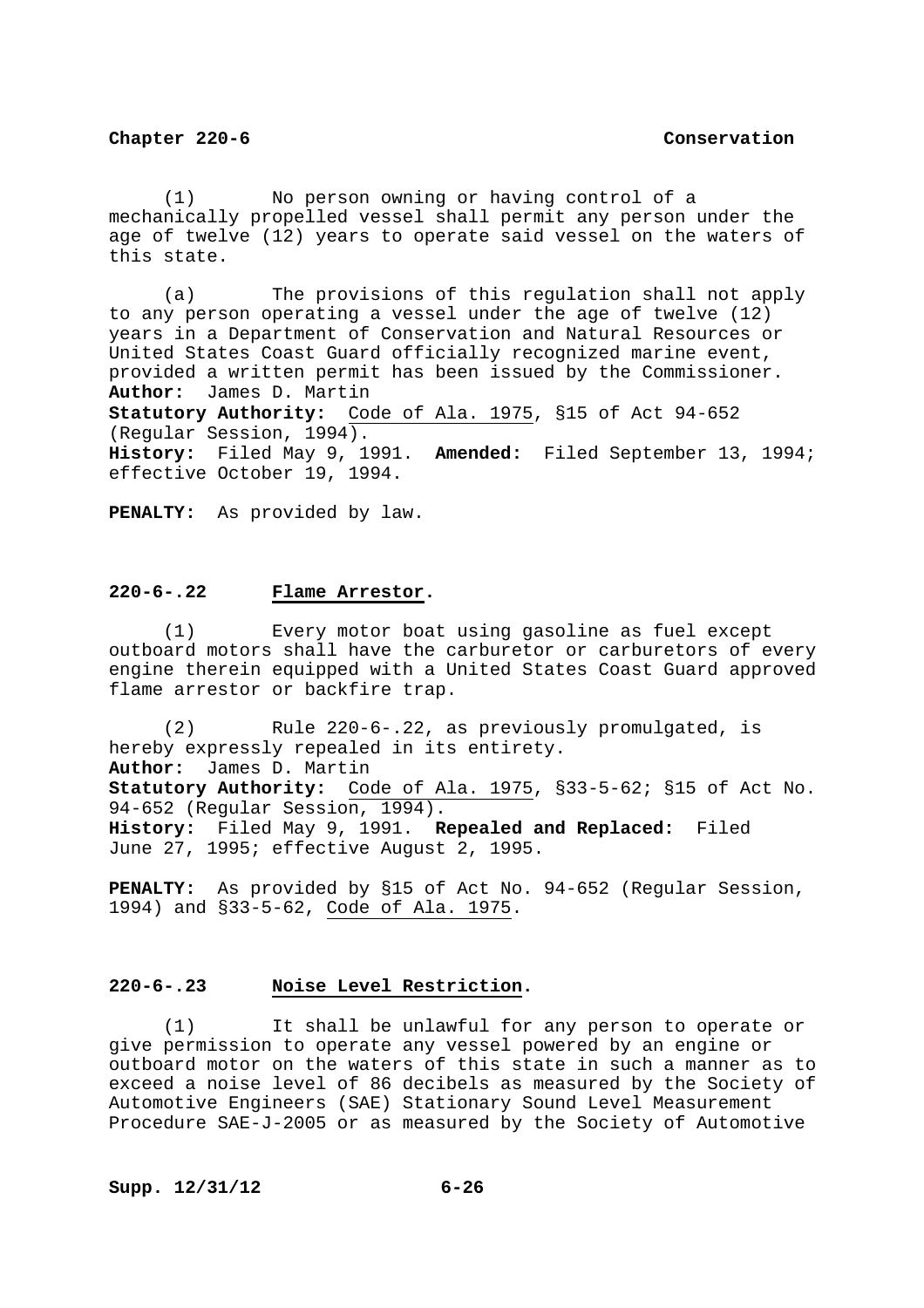(1) No person owning or having control of a mechanically propelled vessel shall permit any person under the age of twelve (12) years to operate said vessel on the waters of this state.

(a) The provisions of this regulation shall not apply to any person operating a vessel under the age of twelve (12) years in a Department of Conservation and Natural Resources or United States Coast Guard officially recognized marine event, provided a written permit has been issued by the Commissioner.

**Author:** James D. Martin
**Statutory Authority:** Code of Ala. 1975, §15 of Act 94-652 (Regular Session, 1994).
**History:** Filed May 9, 1991. **Amended:** Filed September 13, 1994; effective October 19, 1994.

**PENALTY:** As provided by law.

## 220-6-.22 Flame Arrestor.

(1) Every motor boat using gasoline as fuel except outboard motors shall have the carburetor or carburetors of every engine therein equipped with a United States Coast Guard approved flame arrestor or backfire trap.

(2) Rule 220-6-.22, as previously promulgated, is hereby expressly repealed in its entirety.

**Author:** James D. Martin
**Statutory Authority:** Code of Ala. 1975, §33-5-62; §15 of Act No. 94-652 (Regular Session, 1994).
**History:** Filed May 9, 1991. **Repealed and Replaced:** Filed June 27, 1995; effective August 2, 1995.

**PENALTY:** As provided by §15 of Act No. 94-652 (Regular Session, 1994) and §33-5-62, Code of Ala. 1975.

## 220-6-.23 Noise Level Restriction.

(1) It shall be unlawful for any person to operate or give permission to operate any vessel powered by an engine or outboard motor on the waters of this state in such a manner as to exceed a noise level of 86 decibels as measured by the Society of Automotive Engineers (SAE) Stationary Sound Level Measurement Procedure SAE-J-2005 or as measured by the Society of Automotive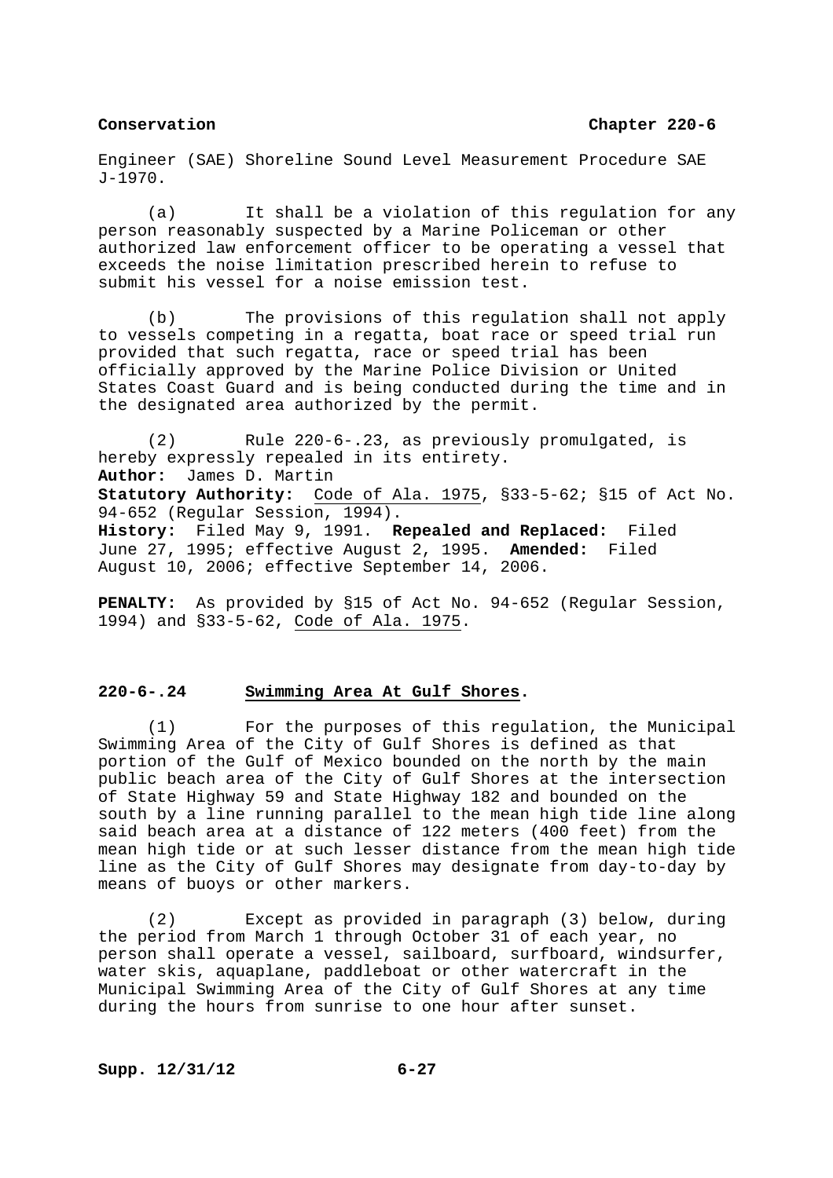Engineer (SAE) Shoreline Sound Level Measurement Procedure SAE J-1970.

(a) It shall be a violation of this regulation for any person reasonably suspected by a Marine Policeman or other authorized law enforcement officer to be operating a vessel that exceeds the noise limitation prescribed herein to refuse to submit his vessel for a noise emission test.

(b) The provisions of this regulation shall not apply to vessels competing in a regatta, boat race or speed trial run provided that such regatta, race or speed trial has been officially approved by the Marine Police Division or United States Coast Guard and is being conducted during the time and in the designated area authorized by the permit.

(2) Rule 220-6-.23, as previously promulgated, is hereby expressly repealed in its entirety.

**Author:** James D. Martin
**Statutory Authority:** Code of Ala. 1975, §33-5-62; §15 of Act No. 94-652 (Regular Session, 1994).
**History:** Filed May 9, 1991. **Repealed and Replaced:** Filed June 27, 1995; effective August 2, 1995. **Amended:** Filed August 10, 2006; effective September 14, 2006.

**PENALTY:** As provided by §15 of Act No. 94-652 (Regular Session, 1994) and §33-5-62, Code of Ala. 1975.

## 220-6-.24 Swimming Area At Gulf Shores.

(1) For the purposes of this regulation, the Municipal Swimming Area of the City of Gulf Shores is defined as that portion of the Gulf of Mexico bounded on the north by the main public beach area of the City of Gulf Shores at the intersection of State Highway 59 and State Highway 182 and bounded on the south by a line running parallel to the mean high tide line along said beach area at a distance of 122 meters (400 feet) from the mean high tide or at such lesser distance from the mean high tide line as the City of Gulf Shores may designate from day-to-day by means of buoys or other markers.

(2) Except as provided in paragraph (3) below, during the period from March 1 through October 31 of each year, no person shall operate a vessel, sailboard, surfboard, windsurfer, water skis, aquaplane, paddleboat or other watercraft in the Municipal Swimming Area of the City of Gulf Shores at any time during the hours from sunrise to one hour after sunset.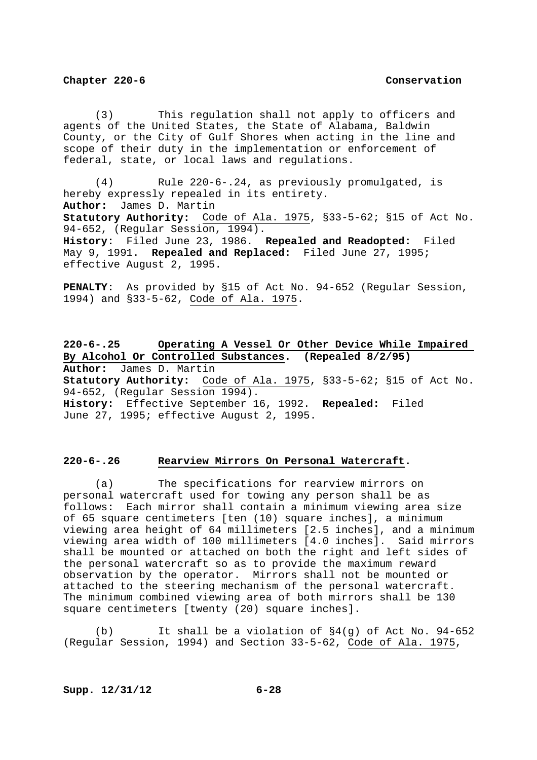(3) This regulation shall not apply to officers and agents of the United States, the State of Alabama, Baldwin County, or the City of Gulf Shores when acting in the line and scope of their duty in the implementation or enforcement of federal, state, or local laws and regulations.

(4) Rule 220-6-.24, as previously promulgated, is hereby expressly repealed in its entirety.
**Author:** James D. Martin
**Statutory Authority:** Code of Ala. 1975, §33-5-62; §15 of Act No. 94-652, (Regular Session, 1994).
**History:** Filed June 23, 1986. **Repealed and Readopted:** Filed May 9, 1991. **Repealed and Replaced:** Filed June 27, 1995; effective August 2, 1995.

**PENALTY:** As provided by §15 of Act No. 94-652 (Regular Session, 1994) and §33-5-62, Code of Ala. 1975.

## 220-6-.25 Operating A Vessel Or Other Device While Impaired By Alcohol Or Controlled Substances. (Repealed 8/2/95)

**Author:** James D. Martin
**Statutory Authority:** Code of Ala. 1975, §33-5-62; §15 of Act No. 94-652, (Regular Session 1994).
**History:** Effective September 16, 1992. **Repealed:** Filed June 27, 1995; effective August 2, 1995.

## 220-6-.26 Rearview Mirrors On Personal Watercraft.

(a) The specifications for rearview mirrors on personal watercraft used for towing any person shall be as follows: Each mirror shall contain a minimum viewing area size of 65 square centimeters [ten (10) square inches], a minimum viewing area height of 64 millimeters [2.5 inches], and a minimum viewing area width of 100 millimeters [4.0 inches]. Said mirrors shall be mounted or attached on both the right and left sides of the personal watercraft so as to provide the maximum reward observation by the operator. Mirrors shall not be mounted or attached to the steering mechanism of the personal watercraft. The minimum combined viewing area of both mirrors shall be 130 square centimeters [twenty (20) square inches].

(b) It shall be a violation of §4(g) of Act No. 94-652 (Regular Session, 1994) and Section 33-5-62, Code of Ala. 1975,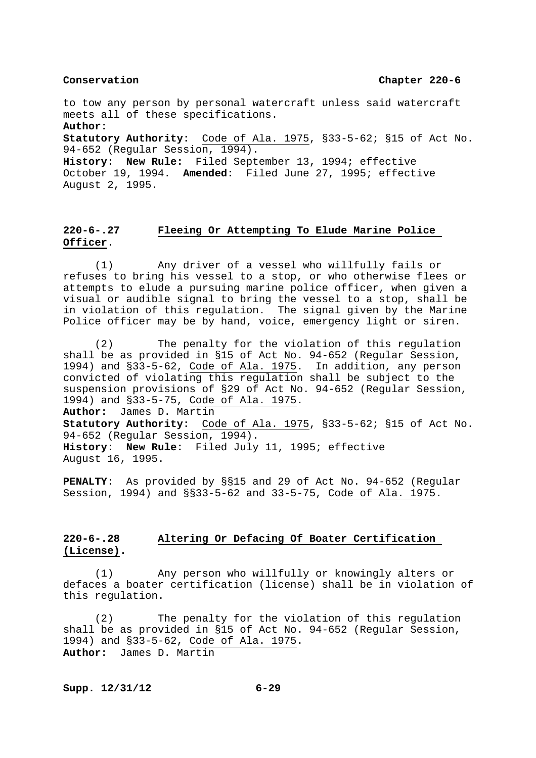to tow any person by personal watercraft unless said watercraft meets all of these specifications.

**Author:**

**Statistory Authority:** Code of Ala. 1975, §33-5-62; §15 of Act No. 94-652 (Regular Session, 1994).

**History: New Rule:** Filed September 13, 1994; effective October 19, 1994. **Amended:** Filed June 27, 1995; effective August 2, 1995.

## 220-6-.27 Fleeing Or Attempting To Elude Marine Police Officer.

(1) Any driver of a vessel who willfully fails or refuses to bring his vessel to a stop, or who otherwise flees or attempts to elude a pursuing marine police officer, when given a visual or audible signal to bring the vessel to a stop, shall be in violation of this regulation. The signal given by the Marine Police officer may be by hand, voice, emergency light or siren.

(2) The penalty for the violation of this regulation shall be as provided in §15 of Act No. 94-652 (Regular Session, 1994) and §33-5-62, Code of Ala. 1975. In addition, any person convicted of violating this regulation shall be subject to the suspension provisions of §29 of Act No. 94-652 (Regular Session, 1994) and §33-5-75, Code of Ala. 1975.

**Author:** James D. Martin

**Statutory Authority:** Code of Ala. 1975, §33-5-62; §15 of Act No. 94-652 (Regular Session, 1994).

**History: New Rule:** Filed July 11, 1995; effective August 16, 1995.

**PENALTY:** As provided by §§15 and 29 of Act No. 94-652 (Regular Session, 1994) and §§33-5-62 and 33-5-75, Code of Ala. 1975.

## 220-6-.28 Altering Or Defacing Of Boater Certification (License).

(1) Any person who willfully or knowingly alters or defaces a boater certification (license) shall be in violation of this regulation.

(2) The penalty for the violation of this regulation shall be as provided in §15 of Act No. 94-652 (Regular Session, 1994) and §33-5-62, Code of Ala. 1975.

**Author:** James D. Martin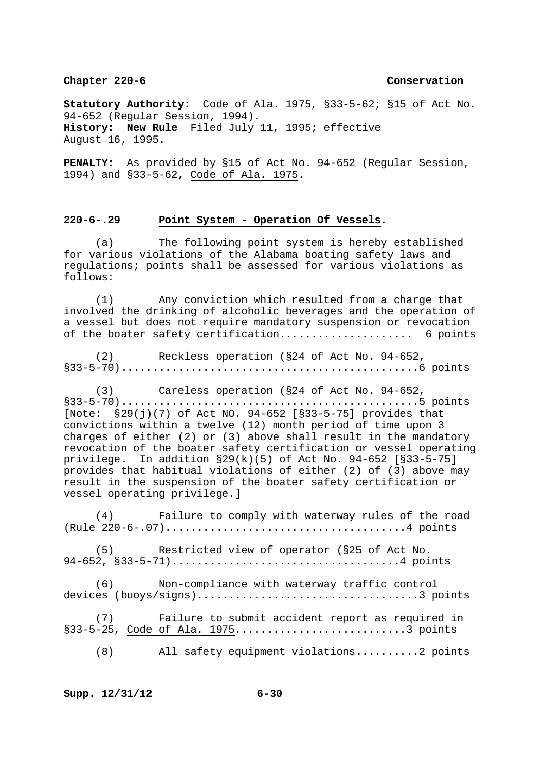**Statutory Authority:** Code of Ala. 1975, §33-5-62; §15 of Act No. 94-652 (Regular Session, 1994).
**History: New Rule** Filed July 11, 1995; effective August 16, 1995.

**PENALTY:** As provided by §15 of Act No. 94-652 (Regular Session, 1994) and §33-5-62, Code of Ala. 1975.

## 220-6-.29 Point System - Operation Of Vessels.

(a) The following point system is hereby established for various violations of the Alabama boating safety laws and regulations; points shall be assessed for various violations as follows:

(1) Any conviction which resulted from a charge that involved the drinking of alcoholic beverages and the operation of a vessel but does not require mandatory suspension or revocation of the boater safety certification..................... 6 points

(2) Reckless operation (§24 of Act No. 94-652, §33-5-70)..............................................6 points

(3) Careless operation (§24 of Act No. 94-652, §33-5-70)..............................................5 points
[Note: §29(j)(7) of Act NO. 94-652 [§33-5-75] provides that convictions within a twelve (12) month period of time upon 3 charges of either (2) or (3) above shall result in the mandatory revocation of the boater safety certification or vessel operating privilege. In addition §29(k)(5) of Act No. 94-652 [§33-5-75] provides that habitual violations of either (2) of (3) above may result in the suspension of the boater safety certification or vessel operating privilege.]

(4) Failure to comply with waterway rules of the road (Rule 220-6-.07).....................................4 points

(5) Restricted view of operator (§25 of Act No. 94-652, §33-5-71)...................................4 points

(6) Non-compliance with waterway traffic control devices (buoys/signs).................................3 points

(7) Failure to submit accident report as required in §33-5-25, Code of Ala. 1975..........................3 points

(8) All safety equipment violations..........2 points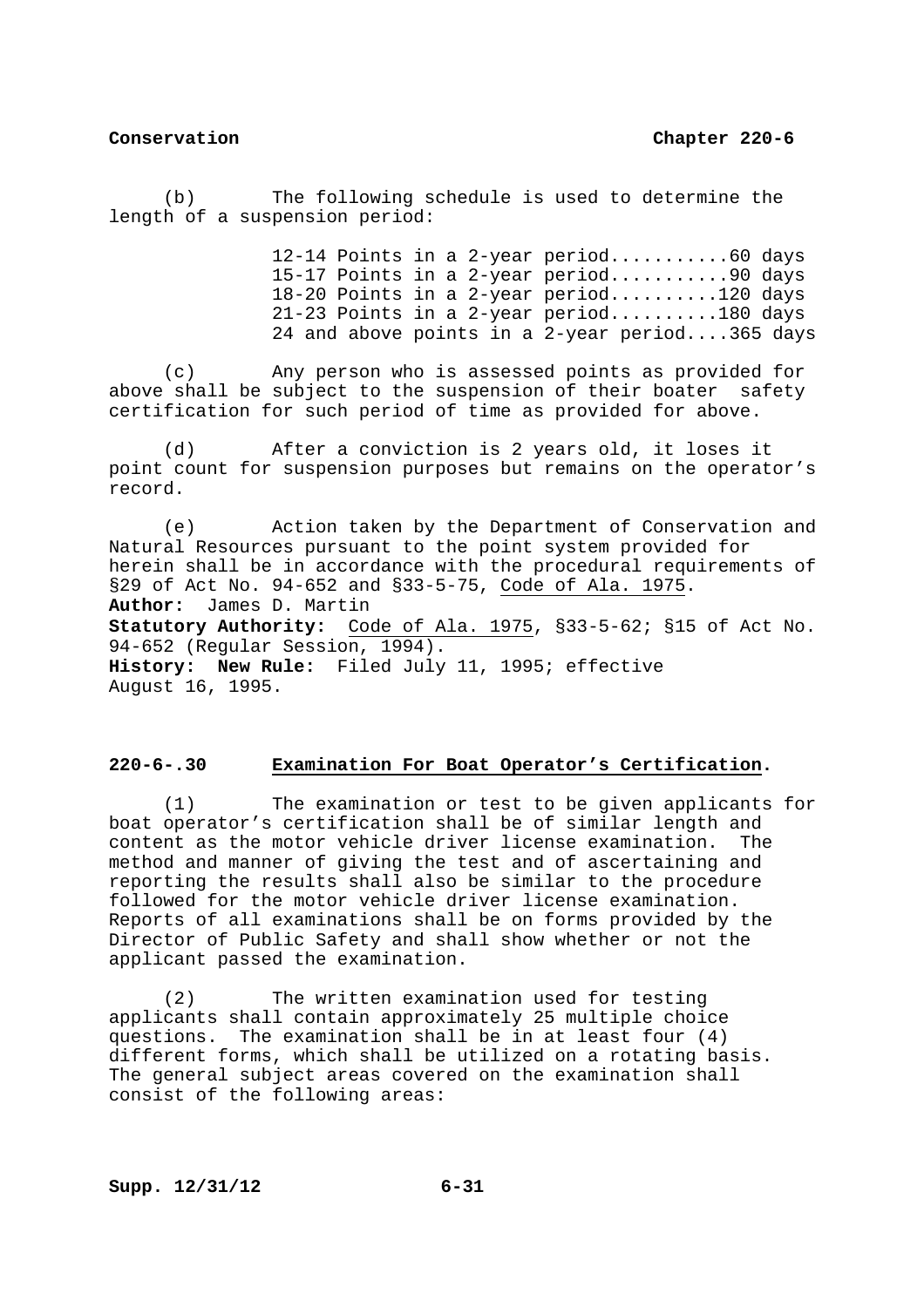(b) The following schedule is used to determine the length of a suspension period:

12-14 Points in a 2-year period...........60 days
15-17 Points in a 2-year period...........90 days
18-20 Points in a 2-year period..........120 days
21-23 Points in a 2-year period..........180 days
24 and above points in a 2-year period....365 days

(c) Any person who is assessed points as provided for above shall be subject to the suspension of their boater safety certification for such period of time as provided for above.

(d) After a conviction is 2 years old, it loses it point count for suspension purposes but remains on the operator's record.

(e) Action taken by the Department of Conservation and Natural Resources pursuant to the point system provided for herein shall be in accordance with the procedural requirements of §29 of Act No. 94-652 and §33-5-75, Code of Ala. 1975.

**Author:** James D. Martin
**Statutory Authority:** Code of Ala. 1975, §33-5-62; §15 of Act No. 94-652 (Regular Session, 1994).
**History: New Rule:** Filed July 11, 1995; effective August 16, 1995.

## 220-6-.30 Examination For Boat Operator's Certification.

(1) The examination or test to be given applicants for boat operator's certification shall be of similar length and content as the motor vehicle driver license examination. The method and manner of giving the test and of ascertaining and reporting the results shall also be similar to the procedure followed for the motor vehicle driver license examination. Reports of all examinations shall be on forms provided by the Director of Public Safety and shall show whether or not the applicant passed the examination.

(2) The written examination used for testing applicants shall contain approximately 25 multiple choice questions. The examination shall be in at least four (4) different forms, which shall be utilized on a rotating basis. The general subject areas covered on the examination shall consist of the following areas: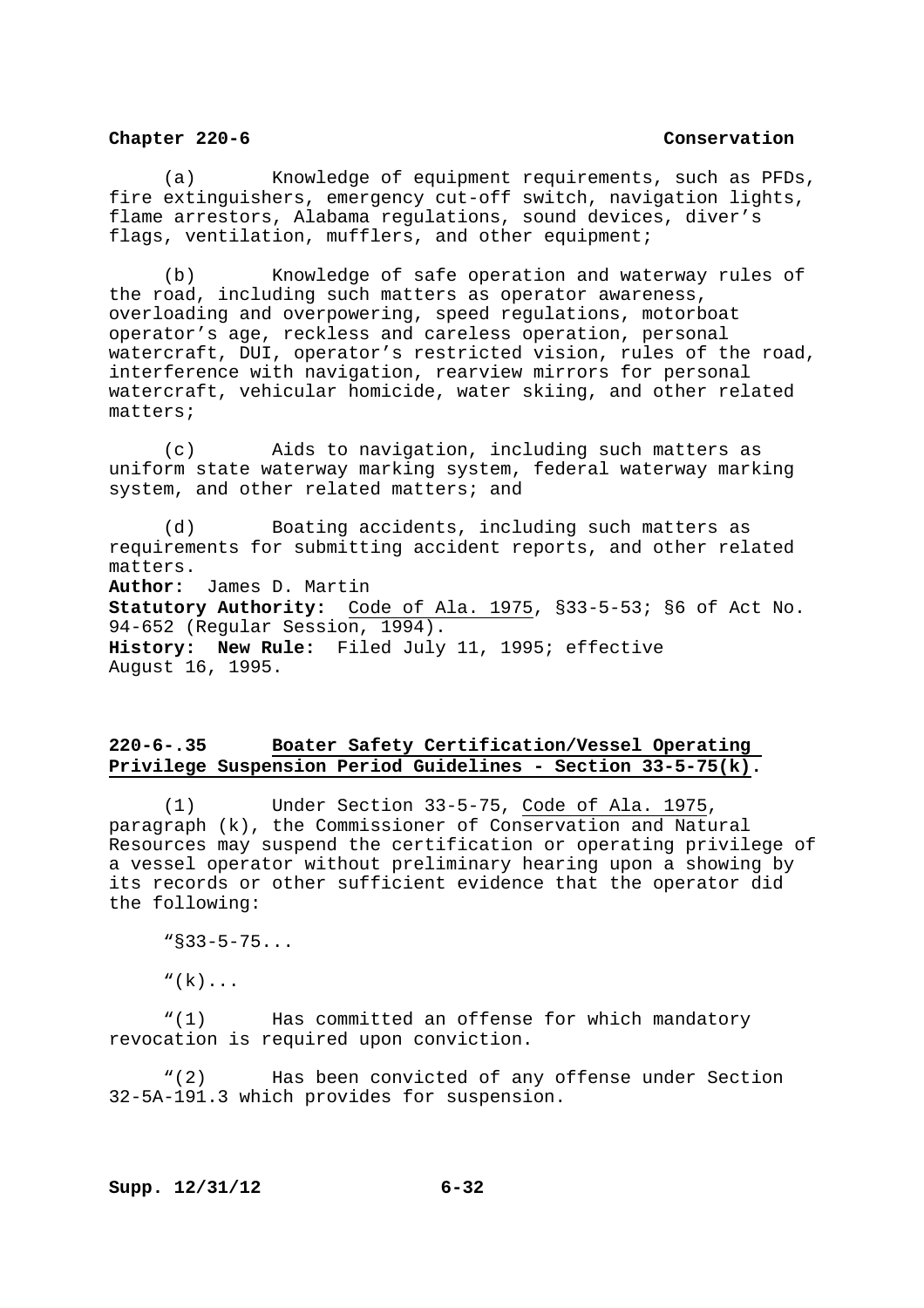(a) Knowledge of equipment requirements, such as PFDs, fire extinguishers, emergency cut-off switch, navigation lights, flame arrestors, Alabama regulations, sound devices, diver's flags, ventilation, mufflers, and other equipment;

(b) Knowledge of safe operation and waterway rules of the road, including such matters as operator awareness, overloading and overpowering, speed regulations, motorboat operator's age, reckless and careless operation, personal watercraft, DUI, operator's restricted vision, rules of the road, interference with navigation, rearview mirrors for personal watercraft, vehicular homicide, water skiing, and other related matters;

(c) Aids to navigation, including such matters as uniform state waterway marking system, federal waterway marking system, and other related matters; and

(d) Boating accidents, including such matters as requirements for submitting accident reports, and other related matters.

**Author:** James D. Martin
**Statutory Authority:** Code of Ala. 1975, §33-5-53; §6 of Act No. 94-652 (Regular Session, 1994).
**History:** **New Rule:** Filed July 11, 1995; effective August 16, 1995.

## 220-6-.35 Boater Safety Certification/Vessel Operating Privilege Suspension Period Guidelines - Section 33-5-75(k).

(1) Under Section 33-5-75, Code of Ala. 1975, paragraph (k), the Commissioner of Conservation and Natural Resources may suspend the certification or operating privilege of a vessel operator without preliminary hearing upon a showing by its records or other sufficient evidence that the operator did the following:

"§33-5-75...

"(k)...

"(1) Has committed an offense for which mandatory revocation is required upon conviction.

"(2) Has been convicted of any offense under Section 32-5A-191.3 which provides for suspension.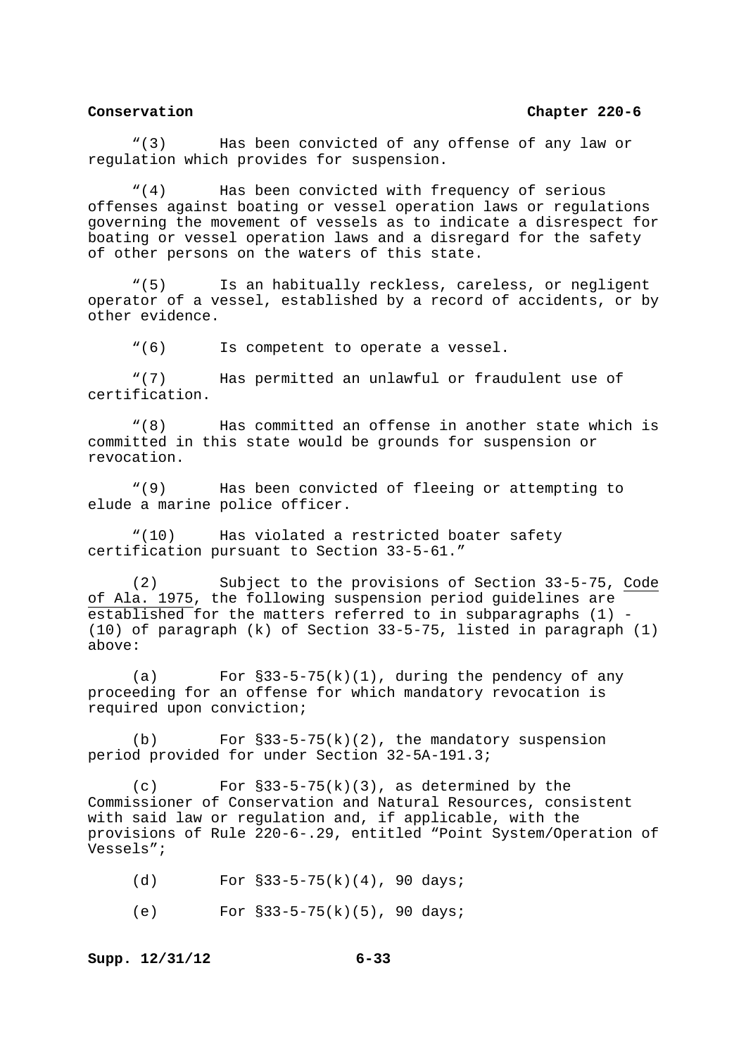"(3) Has been convicted of any offense of any law or regulation which provides for suspension.

"(4) Has been convicted with frequency of serious offenses against boating or vessel operation laws or regulations governing the movement of vessels as to indicate a disrespect for boating or vessel operation laws and a disregard for the safety of other persons on the waters of this state.

"(5) Is an habitually reckless, careless, or negligent operator of a vessel, established by a record of accidents, or by other evidence.

"(6) Is competent to operate a vessel.

"(7) Has permitted an unlawful or fraudulent use of certification.

"(8) Has committed an offense in another state which is committed in this state would be grounds for suspension or revocation.

"(9) Has been convicted of fleeing or attempting to elude a marine police officer.

"(10) Has violated a restricted boater safety certification pursuant to Section 33-5-61."

(2) Subject to the provisions of Section 33-5-75, Code of Ala. 1975, the following suspension period guidelines are established for the matters referred to in subparagraphs (1) - (10) of paragraph (k) of Section 33-5-75, listed in paragraph (1) above:

(a) For §33-5-75(k)(1), during the pendency of any proceeding for an offense for which mandatory revocation is required upon conviction;

(b) For §33-5-75(k)(2), the mandatory suspension period provided for under Section 32-5A-191.3;

(c) For §33-5-75(k)(3), as determined by the Commissioner of Conservation and Natural Resources, consistent with said law or regulation and, if applicable, with the provisions of Rule 220-6-.29, entitled "Point System/Operation of Vessels";

(d) For §33-5-75(k)(4), 90 days;

(e) For §33-5-75(k)(5), 90 days;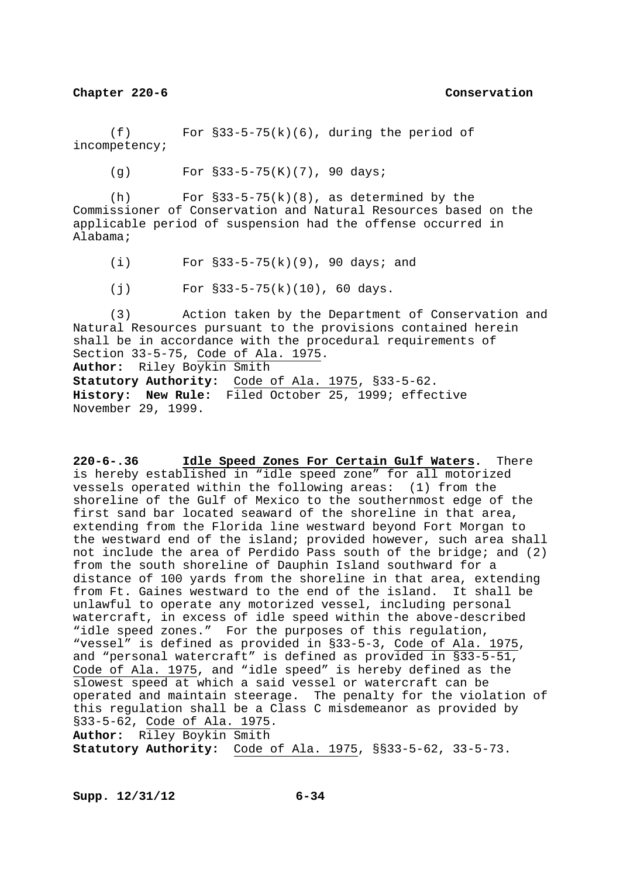(f) For §33-5-75(k)(6), during the period of incompetency;

(g) For §33-5-75(K)(7), 90 days;

(h) For §33-5-75(k)(8), as determined by the Commissioner of Conservation and Natural Resources based on the applicable period of suspension had the offense occurred in Alabama;

(i) For §33-5-75(k)(9), 90 days; and

(j) For §33-5-75(k)(10), 60 days.

(3) Action taken by the Department of Conservation and Natural Resources pursuant to the provisions contained herein shall be in accordance with the procedural requirements of Section 33-5-75, Code of Ala. 1975.

**Author:** Riley Boykin Smith
**Statutory Authority:** Code of Ala. 1975, §33-5-62.
**History: New Rule:** Filed October 25, 1999; effective November 29, 1999.

**220-6-.36 Idle Speed Zones For Certain Gulf Waters.** There is hereby established in "idle speed zone" for all motorized vessels operated within the following areas: (1) from the shoreline of the Gulf of Mexico to the southernmost edge of the first sand bar located seaward of the shoreline in that area, extending from the Florida line westward beyond Fort Morgan to the westward end of the island; provided however, such area shall not include the area of Perdido Pass south of the bridge; and (2) from the south shoreline of Dauphin Island southward for a distance of 100 yards from the shoreline in that area, extending from Ft. Gaines westward to the end of the island. It shall be unlawful to operate any motorized vessel, including personal watercraft, in excess of idle speed within the above-described "idle speed zones." For the purposes of this regulation, "vessel" is defined as provided in §33-5-3, Code of Ala. 1975, and "personal watercraft" is defined as provided in §33-5-51, Code of Ala. 1975, and "idle speed" is hereby defined as the slowest speed at which a said vessel or watercraft can be operated and maintain steerage. The penalty for the violation of this regulation shall be a Class C misdemeanor as provided by §33-5-62, Code of Ala. 1975.

**Author:** Riley Boykin Smith
**Statutory Authority:** Code of Ala. 1975, §§33-5-62, 33-5-73.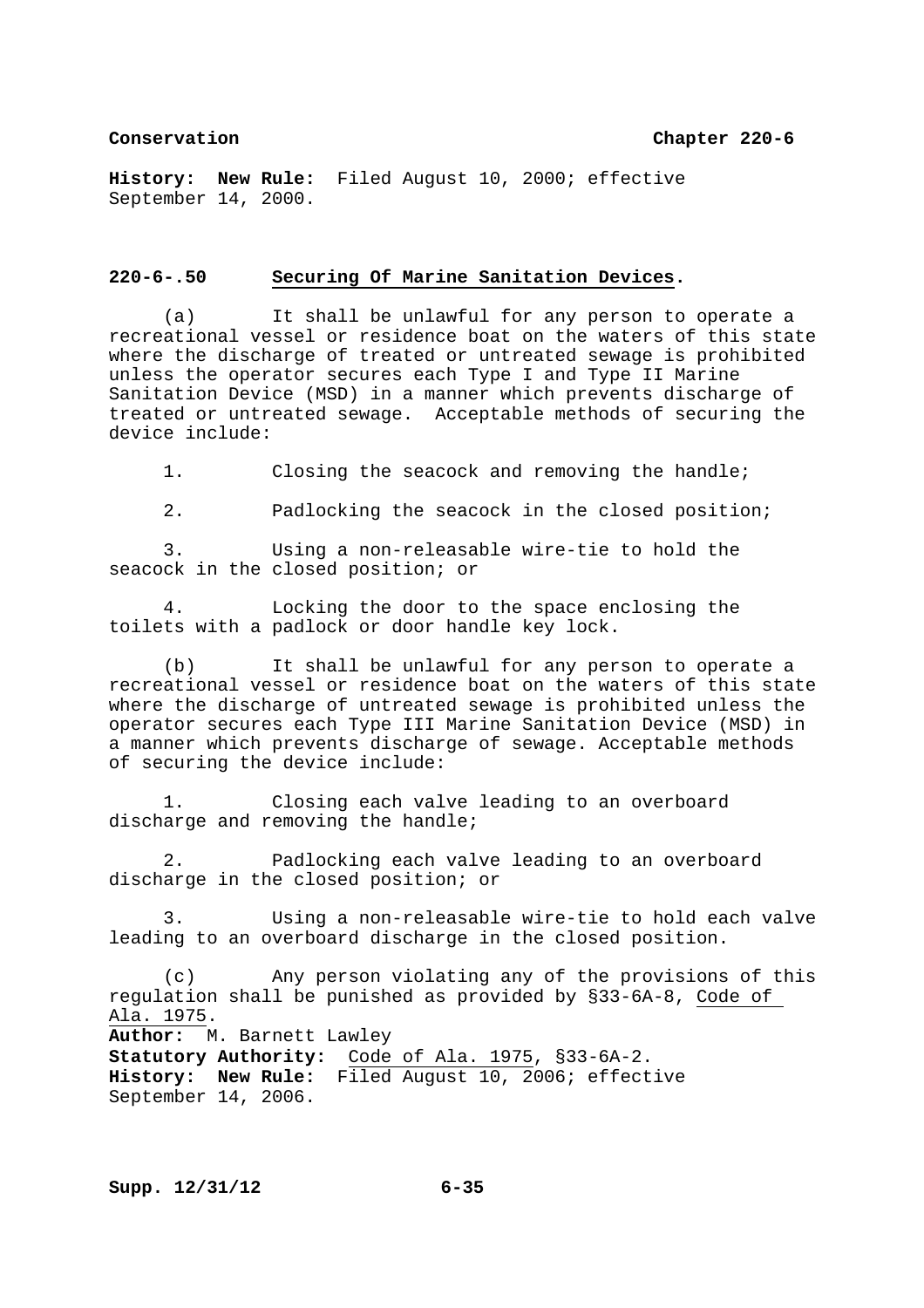**History: New Rule:** Filed August 10, 2000; effective September 14, 2000.

## 220-6-.50 Securing Of Marine Sanitation Devices.

(a) It shall be unlawful for any person to operate a recreational vessel or residence boat on the waters of this state where the discharge of treated or untreated sewage is prohibited unless the operator secures each Type I and Type II Marine Sanitation Device (MSD) in a manner which prevents discharge of treated or untreated sewage. Acceptable methods of securing the device include:

1. Closing the seacock and removing the handle;

2. Padlocking the seacock in the closed position;

3. Using a non-releasable wire-tie to hold the seacock in the closed position; or

4. Locking the door to the space enclosing the toilets with a padlock or door handle key lock.

(b) It shall be unlawful for any person to operate a recreational vessel or residence boat on the waters of this state where the discharge of untreated sewage is prohibited unless the operator secures each Type III Marine Sanitation Device (MSD) in a manner which prevents discharge of sewage. Acceptable methods of securing the device include:

1. Closing each valve leading to an overboard discharge and removing the handle;

2. Padlocking each valve leading to an overboard discharge in the closed position; or

3. Using a non-releasable wire-tie to hold each valve leading to an overboard discharge in the closed position.

(c) Any person violating any of the provisions of this regulation shall be punished as provided by §33-6A-8, Code of Ala. 1975.

**Author:** M. Barnett Lawley
**Statutory Authority:** Code of Ala. 1975, §33-6A-2.
**History: New Rule:** Filed August 10, 2006; effective September 14, 2006.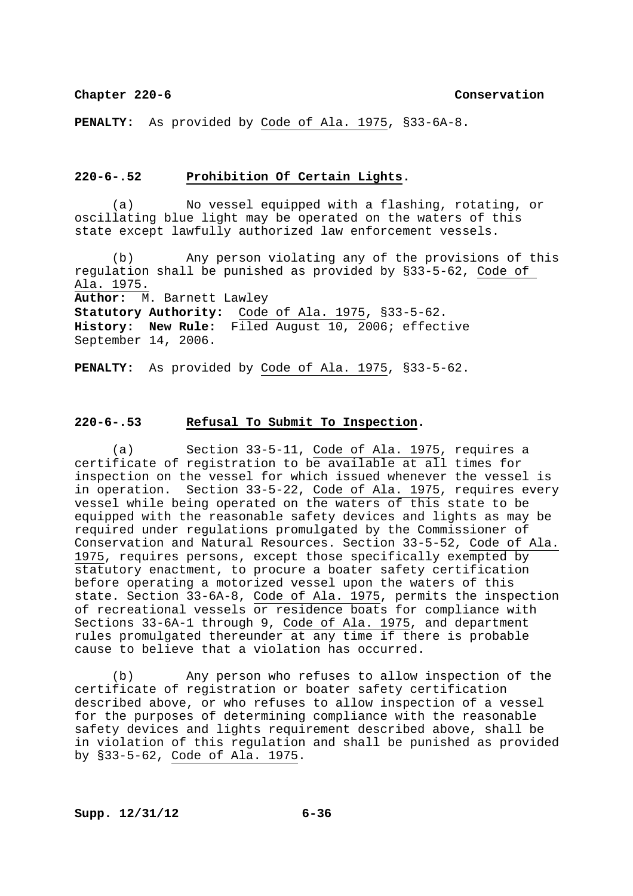**PENALTY:** As provided by Code of Ala. 1975, §33-6A-8.

### 220-6-.52 Prohibition Of Certain Lights.

(a) No vessel equipped with a flashing, rotating, or oscillating blue light may be operated on the waters of this state except lawfully authorized law enforcement vessels.

(b) Any person violating any of the provisions of this regulation shall be punished as provided by §33-5-62, Code of Ala. 1975.

**Author:** M. Barnett Lawley
**Statutory Authority:** Code of Ala. 1975, §33-5-62.
**History:** **New Rule:** Filed August 10, 2006; effective September 14, 2006.

**PENALTY:** As provided by Code of Ala. 1975, §33-5-62.

### 220-6-.53 Refusal To Submit To Inspection.

(a) Section 33-5-11, Code of Ala. 1975, requires a certificate of registration to be available at all times for inspection on the vessel for which issued whenever the vessel is in operation. Section 33-5-22, Code of Ala. 1975, requires every vessel while being operated on the waters of this state to be equipped with the reasonable safety devices and lights as may be required under regulations promulgated by the Commissioner of Conservation and Natural Resources. Section 33-5-52, Code of Ala. 1975, requires persons, except those specifically exempted by statutory enactment, to procure a boater safety certification before operating a motorized vessel upon the waters of this state. Section 33-6A-8, Code of Ala. 1975, permits the inspection of recreational vessels or residence boats for compliance with Sections 33-6A-1 through 9, Code of Ala. 1975, and department rules promulgated thereunder at any time if there is probable cause to believe that a violation has occurred.

(b) Any person who refuses to allow inspection of the certificate of registration or boater safety certification described above, or who refuses to allow inspection of a vessel for the purposes of determining compliance with the reasonable safety devices and lights requirement described above, shall be in violation of this regulation and shall be punished as provided by §33-5-62, Code of Ala. 1975.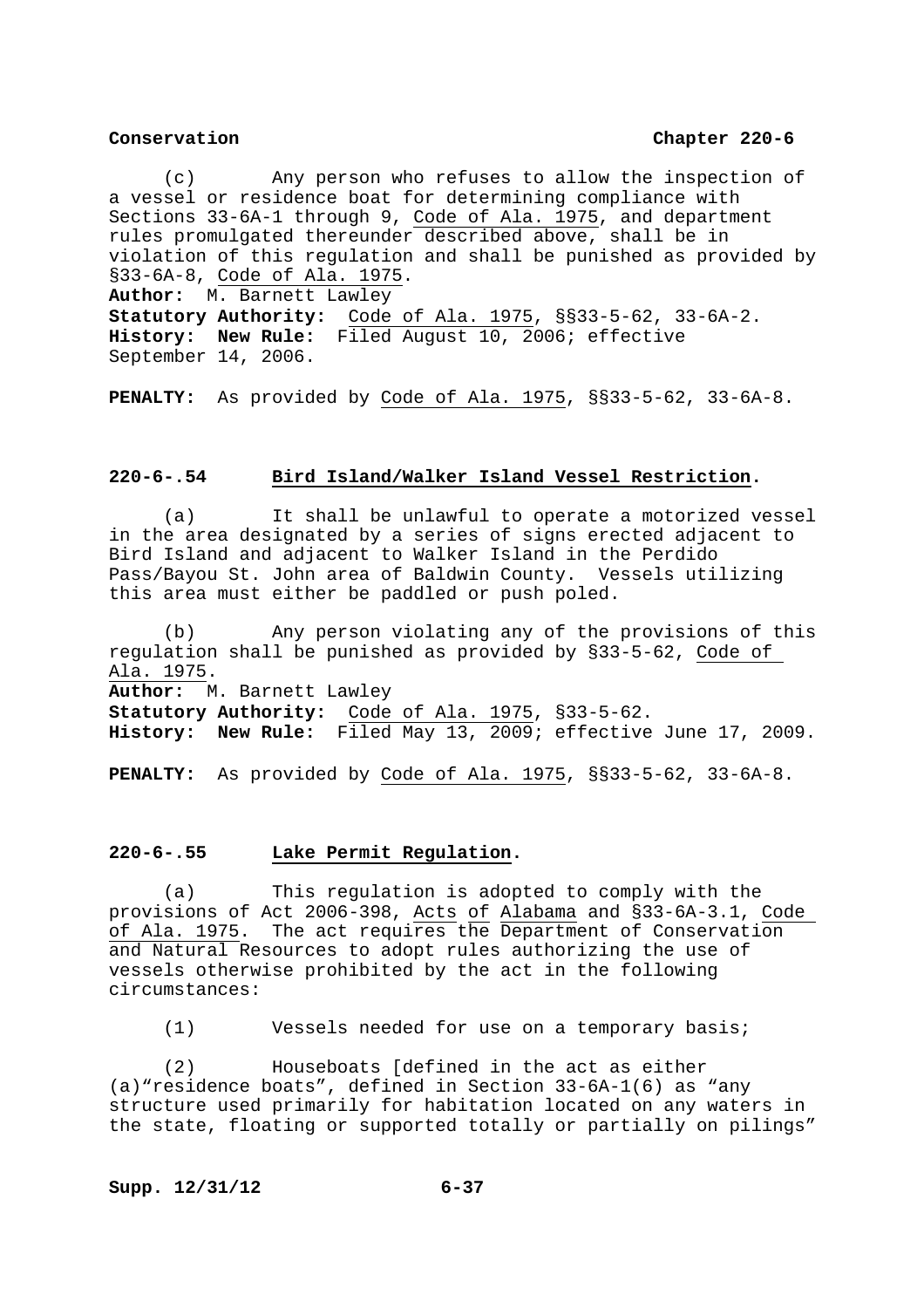(c) Any person who refuses to allow the inspection of a vessel or residence boat for determining compliance with Sections 33-6A-1 through 9, Code of Ala. 1975, and department rules promulgated thereunder described above, shall be in violation of this regulation and shall be punished as provided by §33-6A-8, Code of Ala. 1975.

**Author:** M. Barnett Lawley
**Statutory Authority:** Code of Ala. 1975, §§33-5-62, 33-6A-2.
**History: New Rule:** Filed August 10, 2006; effective September 14, 2006.

**PENALTY:** As provided by Code of Ala. 1975, §§33-5-62, 33-6A-8.

## 220-6-.54 Bird Island/Walker Island Vessel Restriction.

(a) It shall be unlawful to operate a motorized vessel in the area designated by a series of signs erected adjacent to Bird Island and adjacent to Walker Island in the Perdido Pass/Bayou St. John area of Baldwin County. Vessels utilizing this area must either be paddled or push poled.

(b) Any person violating any of the provisions of this regulation shall be punished as provided by §33-5-62, Code of Ala. 1975.

**Author:** M. Barnett Lawley
**Statutory Authority:** Code of Ala. 1975, §33-5-62.
**History: New Rule:** Filed May 13, 2009; effective June 17, 2009.

**PENALTY:** As provided by Code of Ala. 1975, §§33-5-62, 33-6A-8.

## 220-6-.55 Lake Permit Regulation.

(a) This regulation is adopted to comply with the provisions of Act 2006-398, Acts of Alabama and §33-6A-3.1, Code of Ala. 1975. The act requires the Department of Conservation and Natural Resources to adopt rules authorizing the use of vessels otherwise prohibited by the act in the following circumstances:

(1) Vessels needed for use on a temporary basis;

(2) Houseboats [defined in the act as either (a)"residence boats", defined in Section 33-6A-1(6) as "any structure used primarily for habitation located on any waters in the state, floating or supported totally or partially on pilings"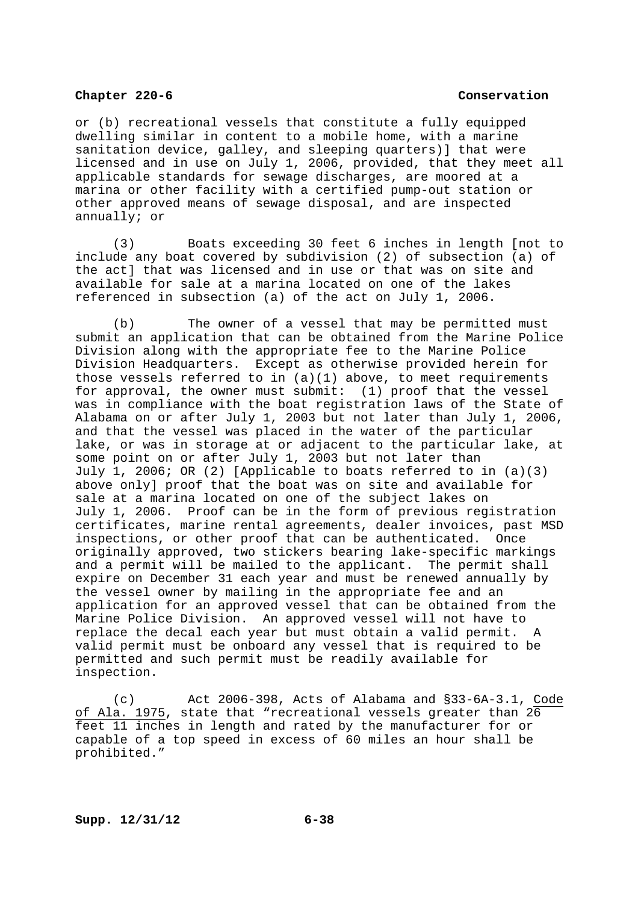or (b) recreational vessels that constitute a fully equipped dwelling similar in content to a mobile home, with a marine sanitation device, galley, and sleeping quarters)] that were licensed and in use on July 1, 2006, provided, that they meet all applicable standards for sewage discharges, are moored at a marina or other facility with a certified pump-out station or other approved means of sewage disposal, and are inspected annually; or

(3) Boats exceeding 30 feet 6 inches in length [not to include any boat covered by subdivision (2) of subsection (a) of the act] that was licensed and in use or that was on site and available for sale at a marina located on one of the lakes referenced in subsection (a) of the act on July 1, 2006.

(b) The owner of a vessel that may be permitted must submit an application that can be obtained from the Marine Police Division along with the appropriate fee to the Marine Police Division Headquarters. Except as otherwise provided herein for those vessels referred to in (a)(1) above, to meet requirements for approval, the owner must submit: (1) proof that the vessel was in compliance with the boat registration laws of the State of Alabama on or after July 1, 2003 but not later than July 1, 2006, and that the vessel was placed in the water of the particular lake, or was in storage at or adjacent to the particular lake, at some point on or after July 1, 2003 but not later than July 1, 2006; OR (2) [Applicable to boats referred to in (a)(3) above only] proof that the boat was on site and available for sale at a marina located on one of the subject lakes on July 1, 2006. Proof can be in the form of previous registration certificates, marine rental agreements, dealer invoices, past MSD inspections, or other proof that can be authenticated. Once originally approved, two stickers bearing lake-specific markings and a permit will be mailed to the applicant. The permit shall expire on December 31 each year and must be renewed annually by the vessel owner by mailing in the appropriate fee and an application for an approved vessel that can be obtained from the Marine Police Division. An approved vessel will not have to replace the decal each year but must obtain a valid permit. A valid permit must be onboard any vessel that is required to be permitted and such permit must be readily available for inspection.

(c) Act 2006-398, Acts of Alabama and §33-6A-3.1, Code of Ala. 1975, state that "recreational vessels greater than 26 feet 11 inches in length and rated by the manufacturer for or capable of a top speed in excess of 60 miles an hour shall be prohibited."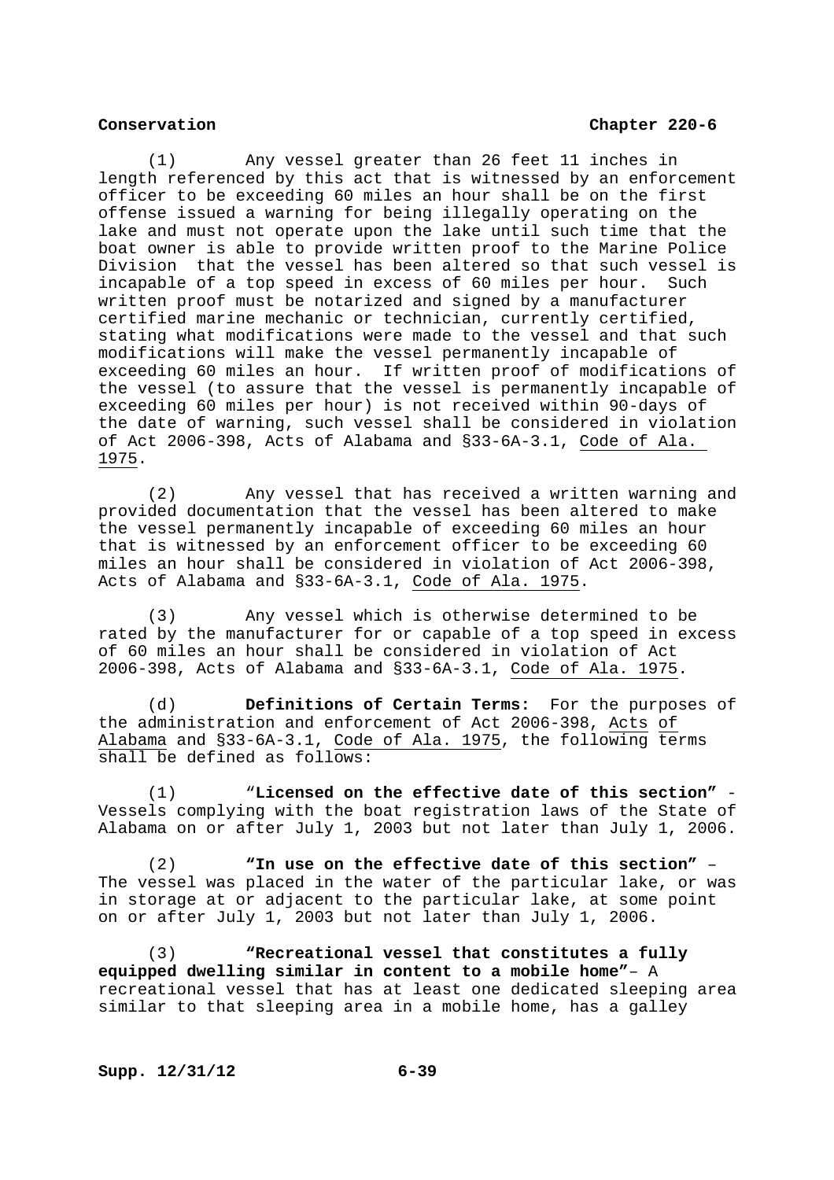(1) Any vessel greater than 26 feet 11 inches in length referenced by this act that is witnessed by an enforcement officer to be exceeding 60 miles an hour shall be on the first offense issued a warning for being illegally operating on the lake and must not operate upon the lake until such time that the boat owner is able to provide written proof to the Marine Police Division that the vessel has been altered so that such vessel is incapable of a top speed in excess of 60 miles per hour. Such written proof must be notarized and signed by a manufacturer certified marine mechanic or technician, currently certified, stating what modifications were made to the vessel and that such modifications will make the vessel permanently incapable of exceeding 60 miles an hour. If written proof of modifications of the vessel (to assure that the vessel is permanently incapable of exceeding 60 miles per hour) is not received within 90-days of the date of warning, such vessel shall be considered in violation of Act 2006-398, Acts of Alabama and §33-6A-3.1, Code of Ala. 1975.

(2) Any vessel that has received a written warning and provided documentation that the vessel has been altered to make the vessel permanently incapable of exceeding 60 miles an hour that is witnessed by an enforcement officer to be exceeding 60 miles an hour shall be considered in violation of Act 2006-398, Acts of Alabama and §33-6A-3.1, Code of Ala. 1975.

(3) Any vessel which is otherwise determined to be rated by the manufacturer for or capable of a top speed in excess of 60 miles an hour shall be considered in violation of Act 2006-398, Acts of Alabama and §33-6A-3.1, Code of Ala. 1975.

(d) **Definitions of Certain Terms:** For the purposes of the administration and enforcement of Act 2006-398, Acts of Alabama and §33-6A-3.1, Code of Ala. 1975, the following terms shall be defined as follows:

(1) **"Licensed on the effective date of this section"** - Vessels complying with the boat registration laws of the State of Alabama on or after July 1, 2003 but not later than July 1, 2006.

(2) **"In use on the effective date of this section"** – The vessel was placed in the water of the particular lake, or was in storage at or adjacent to the particular lake, at some point on or after July 1, 2003 but not later than July 1, 2006.

(3) **"Recreational vessel that constitutes a fully equipped dwelling similar in content to a mobile home"**– A recreational vessel that has at least one dedicated sleeping area similar to that sleeping area in a mobile home, has a galley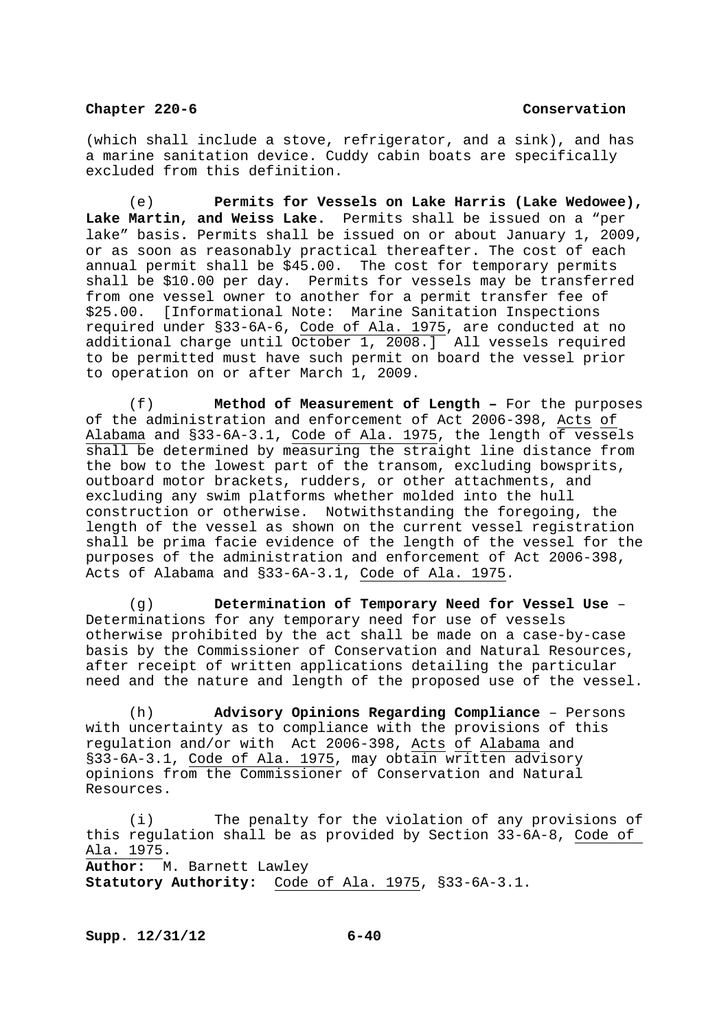(which shall include a stove, refrigerator, and a sink), and has a marine sanitation device. Cuddy cabin boats are specifically excluded from this definition.

(e) **Permits for Vessels on Lake Harris (Lake Wedowee), Lake Martin, and Weiss Lake.** Permits shall be issued on a "per lake" basis. Permits shall be issued on or about January 1, 2009, or as soon as reasonably practical thereafter. The cost of each annual permit shall be $45.00. The cost for temporary permits shall be $10.00 per day. Permits for vessels may be transferred from one vessel owner to another for a permit transfer fee of $25.00. [Informational Note: Marine Sanitation Inspections required under §33-6A-6, Code of Ala. 1975, are conducted at no additional charge until October 1, 2008.] All vessels required to be permitted must have such permit on board the vessel prior to operation on or after March 1, 2009.

(f) **Method of Measurement of Length –** For the purposes of the administration and enforcement of Act 2006-398, Acts of Alabama and §33-6A-3.1, Code of Ala. 1975, the length of vessels shall be determined by measuring the straight line distance from the bow to the lowest part of the transom, excluding bowsprits, outboard motor brackets, rudders, or other attachments, and excluding any swim platforms whether molded into the hull construction or otherwise. Notwithstanding the foregoing, the length of the vessel as shown on the current vessel registration shall be prima facie evidence of the length of the vessel for the purposes of the administration and enforcement of Act 2006-398, Acts of Alabama and §33-6A-3.1, Code of Ala. 1975.

(g) **Determination of Temporary Need for Vessel Use** – Determinations for any temporary need for use of vessels otherwise prohibited by the act shall be made on a case-by-case basis by the Commissioner of Conservation and Natural Resources, after receipt of written applications detailing the particular need and the nature and length of the proposed use of the vessel.

(h) **Advisory Opinions Regarding Compliance** – Persons with uncertainty as to compliance with the provisions of this regulation and/or with Act 2006-398, Acts of Alabama and §33-6A-3.1, Code of Ala. 1975, may obtain written advisory opinions from the Commissioner of Conservation and Natural Resources.

(i) The penalty for the violation of any provisions of this regulation shall be as provided by Section 33-6A-8, Code of Ala. 1975.

**Author:** M. Barnett Lawley
**Statutory Authority:** Code of Ala. 1975, §33-6A-3.1.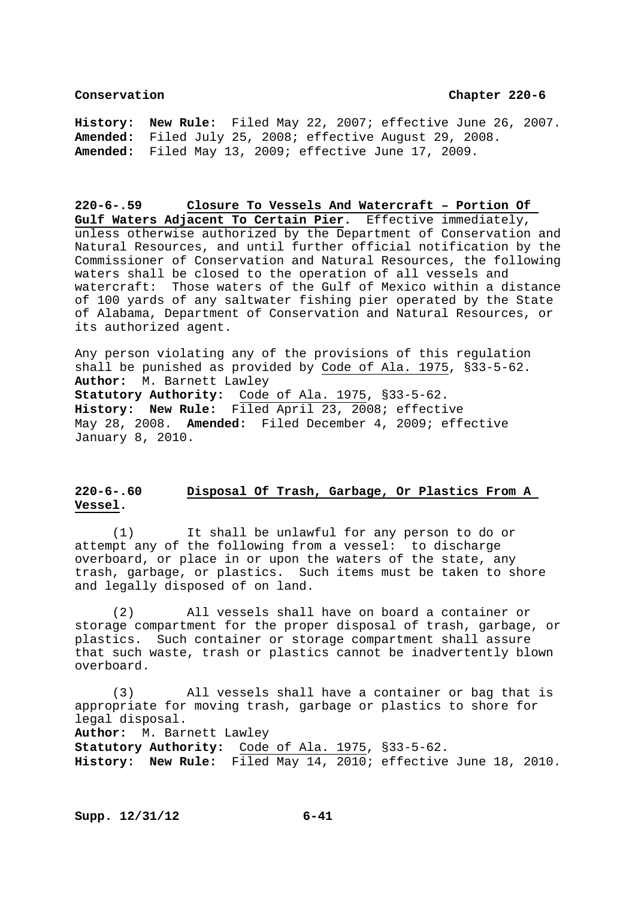**History:** **New Rule:** Filed May 22, 2007; effective June 26, 2007. **Amended:** Filed July 25, 2008; effective August 29, 2008. **Amended:** Filed May 13, 2009; effective June 17, 2009.

**220-6-.59 Closure To Vessels And Watercraft – Portion Of Gulf Waters Adjacent To Certain Pier.** Effective immediately, unless otherwise authorized by the Department of Conservation and Natural Resources, and until further official notification by the Commissioner of Conservation and Natural Resources, the following waters shall be closed to the operation of all vessels and watercraft: Those waters of the Gulf of Mexico within a distance of 100 yards of any saltwater fishing pier operated by the State of Alabama, Department of Conservation and Natural Resources, or its authorized agent.

Any person violating any of the provisions of this regulation shall be punished as provided by Code of Ala. 1975, §33-5-62.
**Author:** M. Barnett Lawley
**Statutory Authority:** Code of Ala. 1975, §33-5-62.
**History:** **New Rule:** Filed April 23, 2008; effective May 28, 2008. **Amended:** Filed December 4, 2009; effective January 8, 2010.

**220-6-.60 Disposal Of Trash, Garbage, Or Plastics From A Vessel.**

(1) It shall be unlawful for any person to do or attempt any of the following from a vessel: to discharge overboard, or place in or upon the waters of the state, any trash, garbage, or plastics. Such items must be taken to shore and legally disposed of on land.

(2) All vessels shall have on board a container or storage compartment for the proper disposal of trash, garbage, or plastics. Such container or storage compartment shall assure that such waste, trash or plastics cannot be inadvertently blown overboard.

(3) All vessels shall have a container or bag that is appropriate for moving trash, garbage or plastics to shore for legal disposal.
**Author:** M. Barnett Lawley
**Statutory Authority:** Code of Ala. 1975, §33-5-62.
**History:** **New Rule:** Filed May 14, 2010; effective June 18, 2010.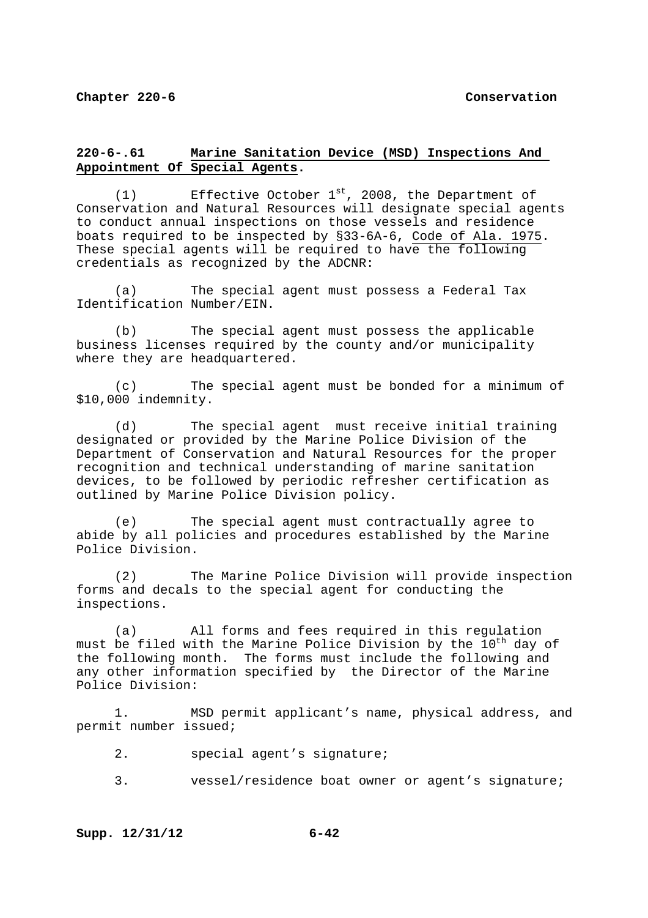## 220-6-.61 Marine Sanitation Device (MSD) Inspections And Appointment Of Special Agents.

(1) Effective October 1st, 2008, the Department of Conservation and Natural Resources will designate special agents to conduct annual inspections on those vessels and residence boats required to be inspected by §33-6A-6, Code of Ala. 1975. These special agents will be required to have the following credentials as recognized by the ADCNR:

(a) The special agent must possess a Federal Tax Identification Number/EIN.

(b) The special agent must possess the applicable business licenses required by the county and/or municipality where they are headquartered.

(c) The special agent must be bonded for a minimum of $10,000 indemnity.

(d) The special agent must receive initial training designated or provided by the Marine Police Division of the Department of Conservation and Natural Resources for the proper recognition and technical understanding of marine sanitation devices, to be followed by periodic refresher certification as outlined by Marine Police Division policy.

(e) The special agent must contractually agree to abide by all policies and procedures established by the Marine Police Division.

(2) The Marine Police Division will provide inspection forms and decals to the special agent for conducting the inspections.

(a) All forms and fees required in this regulation must be filed with the Marine Police Division by the 10th day of the following month. The forms must include the following and any other information specified by the Director of the Marine Police Division:

1. MSD permit applicant's name, physical address, and permit number issued;

2. special agent's signature;

3. vessel/residence boat owner or agent's signature;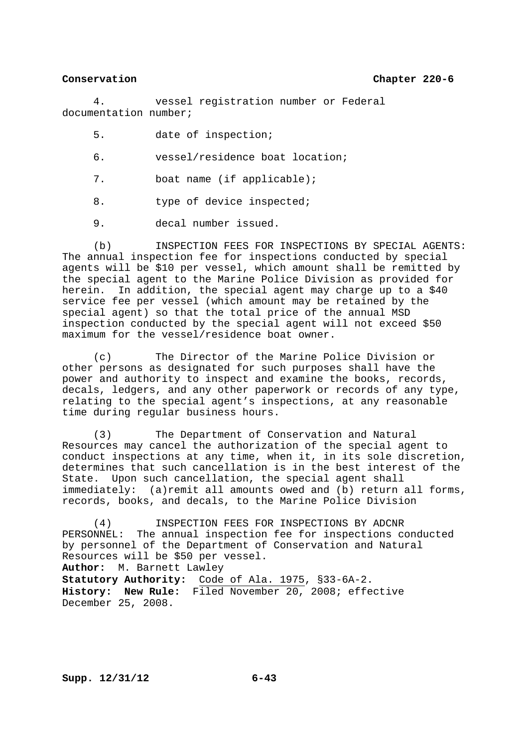4. vessel registration number or Federal documentation number;

5. date of inspection;

6. vessel/residence boat location;

7. boat name (if applicable);

8. type of device inspected;

9. decal number issued.

(b) INSPECTION FEES FOR INSPECTIONS BY SPECIAL AGENTS: The annual inspection fee for inspections conducted by special agents will be $10 per vessel, which amount shall be remitted by the special agent to the Marine Police Division as provided for herein. In addition, the special agent may charge up to a $40 service fee per vessel (which amount may be retained by the special agent) so that the total price of the annual MSD inspection conducted by the special agent will not exceed $50 maximum for the vessel/residence boat owner.

(c) The Director of the Marine Police Division or other persons as designated for such purposes shall have the power and authority to inspect and examine the books, records, decals, ledgers, and any other paperwork or records of any type, relating to the special agent's inspections, at any reasonable time during regular business hours.

(3) The Department of Conservation and Natural Resources may cancel the authorization of the special agent to conduct inspections at any time, when it, in its sole discretion, determines that such cancellation is in the best interest of the State. Upon such cancellation, the special agent shall immediately: (a)remit all amounts owed and (b) return all forms, records, books, and decals, to the Marine Police Division

(4) INSPECTION FEES FOR INSPECTIONS BY ADCNR PERSONNEL: The annual inspection fee for inspections conducted by personnel of the Department of Conservation and Natural Resources will be $50 per vessel.

**Author:** M. Barnett Lawley
**Statutory Authority:** Code of Ala. 1975, §33-6A-2.
**History: New Rule:** Filed November 20, 2008; effective December 25, 2008.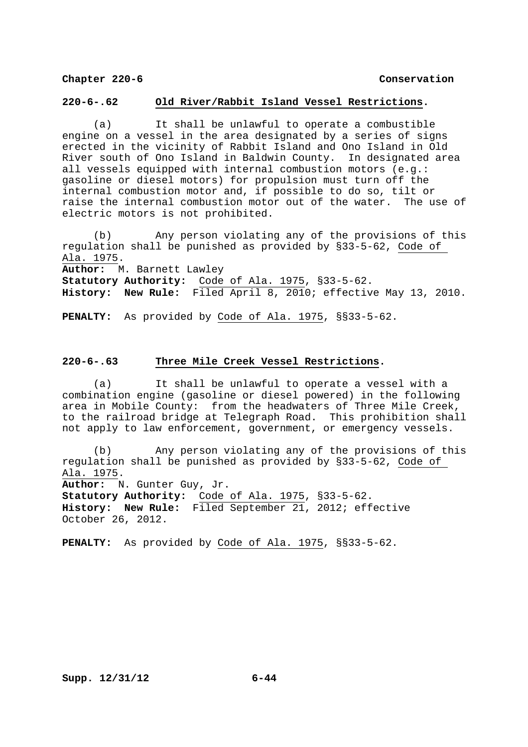## 220-6-.62 Old River/Rabbit Island Vessel Restrictions.

(a) It shall be unlawful to operate a combustible engine on a vessel in the area designated by a series of signs erected in the vicinity of Rabbit Island and Ono Island in Old River south of Ono Island in Baldwin County. In designated area all vessels equipped with internal combustion motors (e.g.: gasoline or diesel motors) for propulsion must turn off the internal combustion motor and, if possible to do so, tilt or raise the internal combustion motor out of the water. The use of electric motors is not prohibited.

(b) Any person violating any of the provisions of this regulation shall be punished as provided by §33-5-62, Code of Ala. 1975.

**Author:** M. Barnett Lawley
**Statutory Authority:** Code of Ala. 1975, §33-5-62.
**History:** **New Rule:** Filed April 8, 2010; effective May 13, 2010.

**PENALTY:** As provided by Code of Ala. 1975, §§33-5-62.

## 220-6-.63 Three Mile Creek Vessel Restrictions.

(a) It shall be unlawful to operate a vessel with a combination engine (gasoline or diesel powered) in the following area in Mobile County: from the headwaters of Three Mile Creek, to the railroad bridge at Telegraph Road. This prohibition shall not apply to law enforcement, government, or emergency vessels.

(b) Any person violating any of the provisions of this regulation shall be punished as provided by §33-5-62, Code of Ala. 1975.

**Author:** N. Gunter Guy, Jr.
**Statutory Authority:** Code of Ala. 1975, §33-5-62.
**History:** **New Rule:** Filed September 21, 2012; effective October 26, 2012.

**PENALTY:** As provided by Code of Ala. 1975, §§33-5-62.